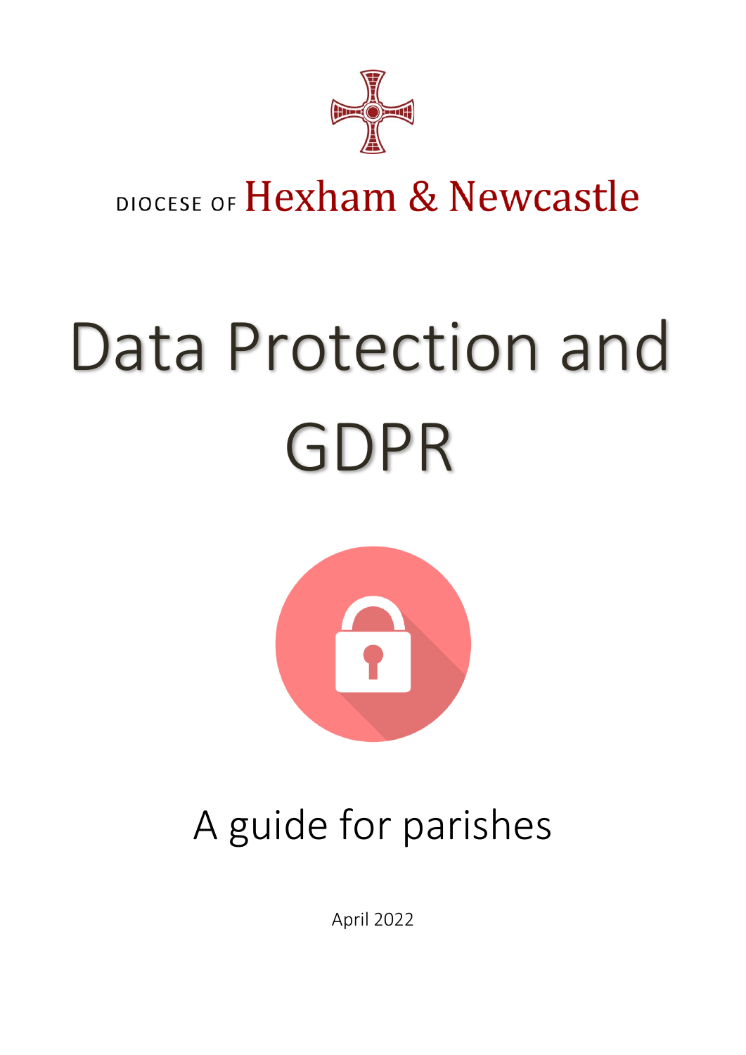DIOCESE OF Hexham & Newcastle

# Data Protection and GDPR

## A guide for parishes

April 2022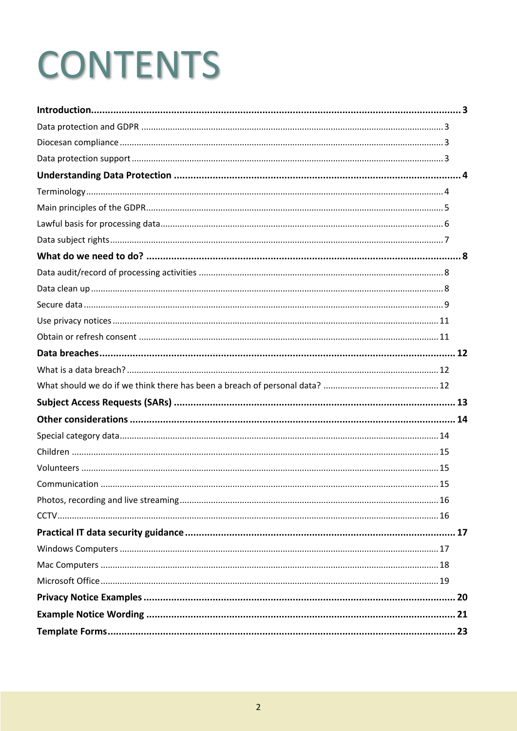# CONTENTS

**Introduction** .................................................... **3**

Data protection and GDPR .................................................... 3

Diocesan compliance .................................................... 3

Data protection support .................................................... 3

**Understanding Data Protection** .................................................... **4**

Terminology .................................................... 4

Main principles of the GDPR .................................................... 5

Lawful basis for processing data .................................................... 6

Data subject rights .................................................... 7

**What do we need to do?** .................................................... **8**

Data audit/record of processing activities .................................................... 8

Data clean up .................................................... 8

Secure data .................................................... 9

Use privacy notices .................................................... 11

Obtain or refresh consent .................................................... 11

**Data breaches** .................................................... **12**

What is a data breach? .................................................... 12

What should we do if we think there has been a breach of personal data? .................................................... 12

**Subject Access Requests (SARs)** .................................................... **13**

**Other considerations** .................................................... **14**

Special category data .................................................... 14

Children .................................................... 15

Volunteers .................................................... 15

Communication .................................................... 15

Photos, recording and live streaming .................................................... 16

CCTV .................................................... 16

**Practical IT data security guidance** .................................................... **17**

Windows Computers .................................................... 17

Mac Computers .................................................... 18

Microsoft Office .................................................... 19

**Privacy Notice Examples** .................................................... **20**

**Example Notice Wording** .................................................... **21**

**Template Forms** .................................................... **23**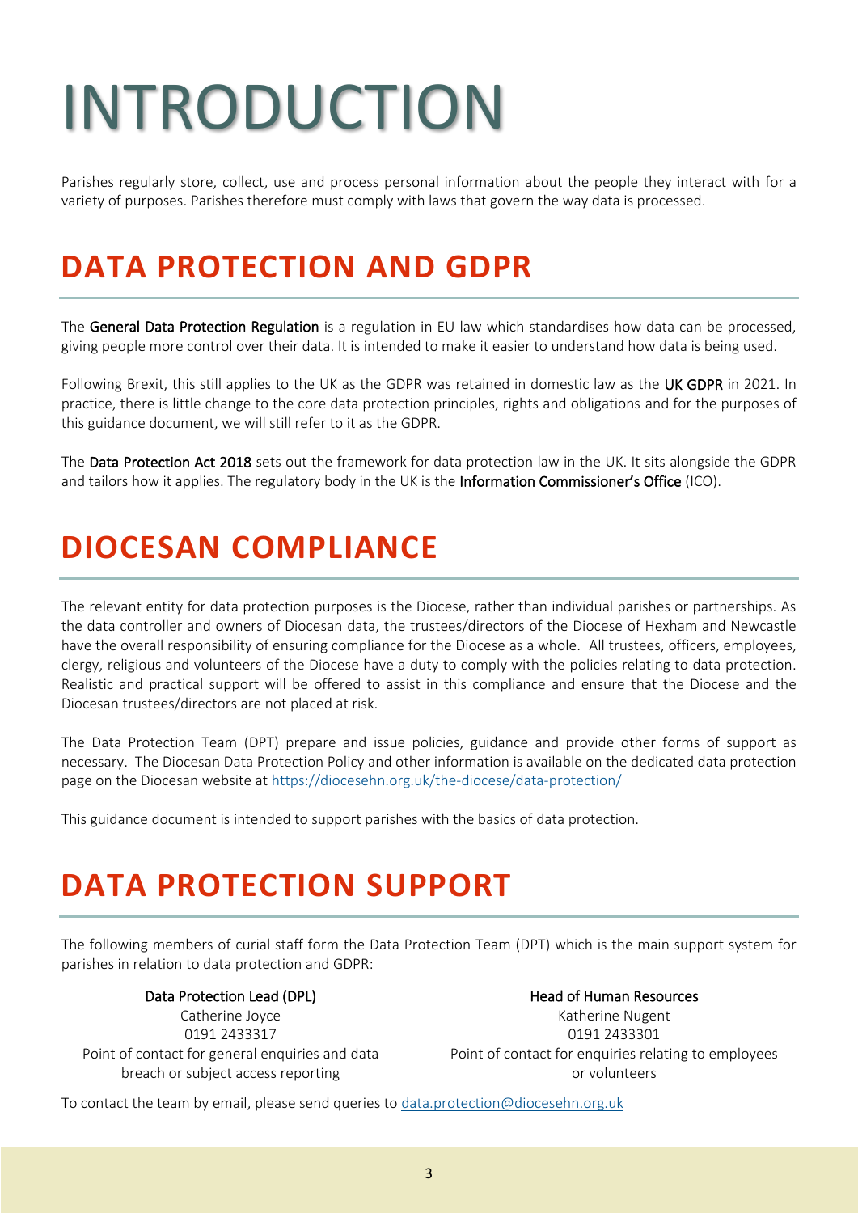# INTRODUCTION

Parishes regularly store, collect, use and process personal information about the people they interact with for a variety of purposes. Parishes therefore must comply with laws that govern the way data is processed.

## DATA PROTECTION AND GDPR

The **General Data Protection Regulation** is a regulation in EU law which standardises how data can be processed, giving people more control over their data. It is intended to make it easier to understand how data is being used.

Following Brexit, this still applies to the UK as the GDPR was retained in domestic law as the **UK GDPR** in 2021. In practice, there is little change to the core data protection principles, rights and obligations and for the purposes of this guidance document, we will still refer to it as the GDPR.

The **Data Protection Act 2018** sets out the framework for data protection law in the UK. It sits alongside the GDPR and tailors how it applies. The regulatory body in the UK is the **Information Commissioner's Office** (ICO).

## DIOCESAN COMPLIANCE

The relevant entity for data protection purposes is the Diocese, rather than individual parishes or partnerships. As the data controller and owners of Diocesan data, the trustees/directors of the Diocese of Hexham and Newcastle have the overall responsibility of ensuring compliance for the Diocese as a whole. All trustees, officers, employees, clergy, religious and volunteers of the Diocese have a duty to comply with the policies relating to data protection. Realistic and practical support will be offered to assist in this compliance and ensure that the Diocese and the Diocesan trustees/directors are not placed at risk.

The Data Protection Team (DPT) prepare and issue policies, guidance and provide other forms of support as necessary. The Diocesan Data Protection Policy and other information is available on the dedicated data protection page on the Diocesan website at https://diocesehn.org.uk/the-diocese/data-protection/

This guidance document is intended to support parishes with the basics of data protection.

## DATA PROTECTION SUPPORT

The following members of curial staff form the Data Protection Team (DPT) which is the main support system for parishes in relation to data protection and GDPR:

**Data Protection Lead (DPL)**
Catherine Joyce
0191 2433317
Point of contact for general enquiries and data breach or subject access reporting

**Head of Human Resources**
Katherine Nugent
0191 2433301
Point of contact for enquiries relating to employees or volunteers

To contact the team by email, please send queries to data.protection@diocesehn.org.uk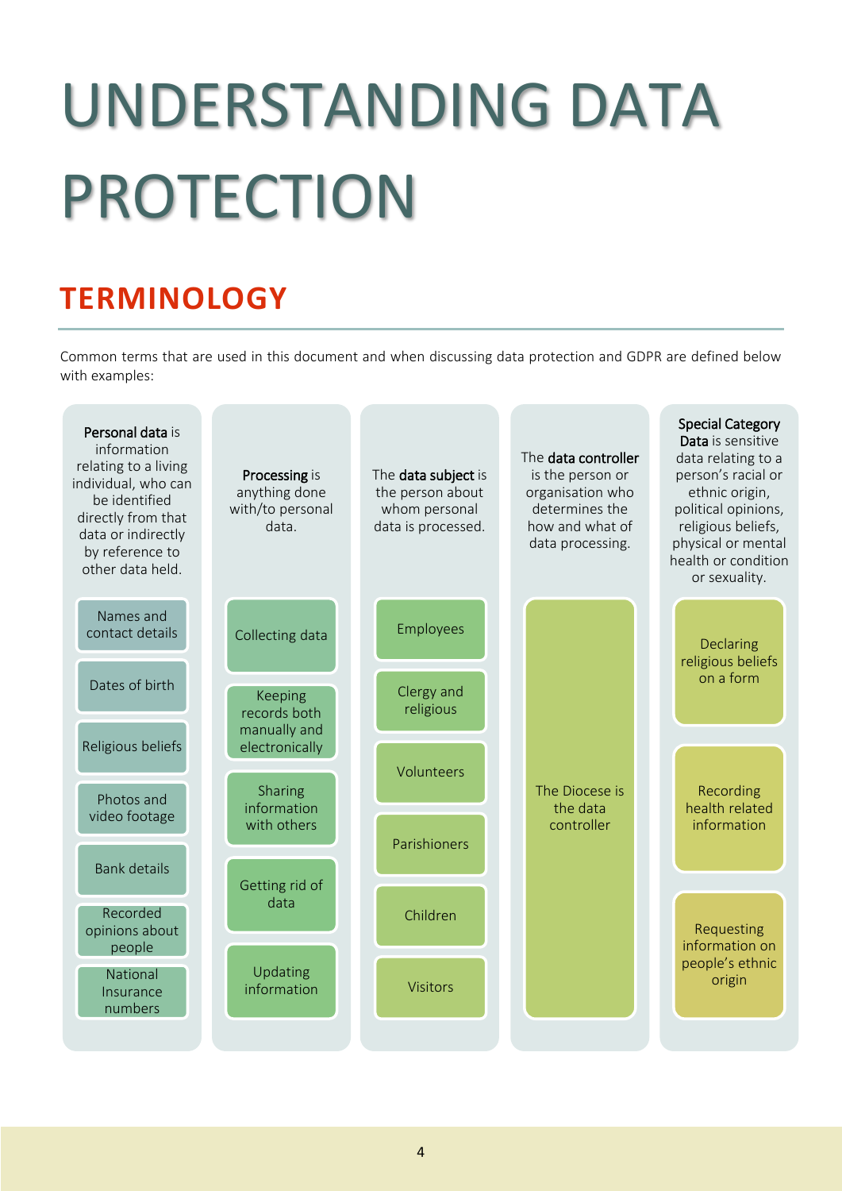# UNDERSTANDING DATA PROTECTION

## TERMINOLOGY

Common terms that are used in this document and when discussing data protection and GDPR are defined below with examples:

**Personal data** is information relating to a living individual, who can be identified directly from that data or indirectly by reference to other data held.

- Names and contact details
- Dates of birth
- Religious beliefs
- Photos and video footage
- Bank details
- Recorded opinions about people
- National Insurance numbers

**Processing** is anything done with/to personal data.

- Collecting data
- Keeping records both manually and electronically
- Sharing information with others
- Getting rid of data
- Updating information

The **data subject** is the person about whom personal data is processed.

- Employees
- Clergy and religious
- Volunteers
- Parishioners
- Children
- Visitors

The **data controller** is the person or organisation who determines the how and what of data processing.

- The Diocese is the data controller

**Special Category Data** is sensitive data relating to a person's racial or ethnic origin, political opinions, religious beliefs, physical or mental health or condition or sexuality.

- Declaring religious beliefs on a form
- Recording health related information
- Requesting information on people's ethnic origin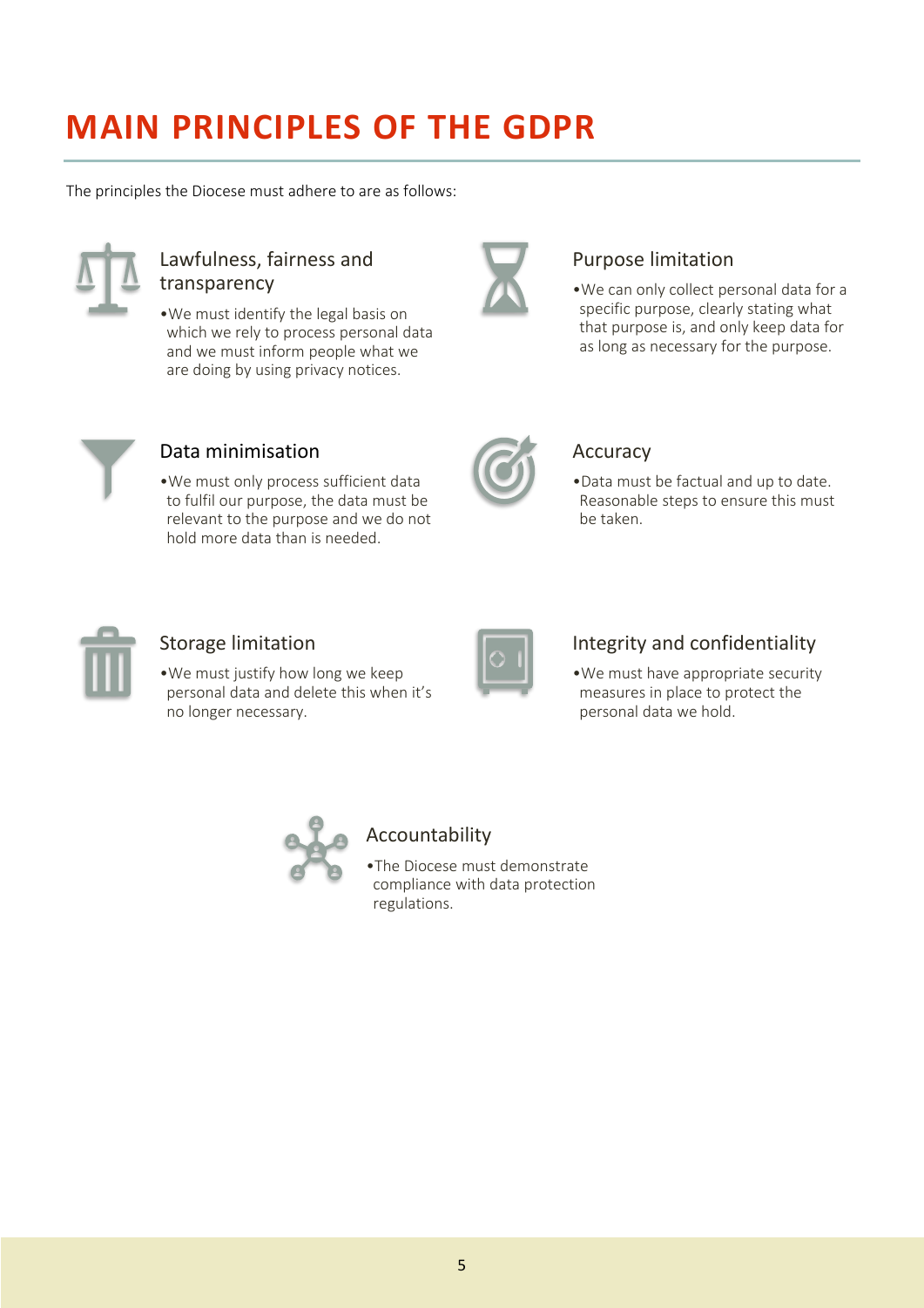# MAIN PRINCIPLES OF THE GDPR

The principles the Diocese must adhere to are as follows:

### Lawfulness, fairness and transparency

- We must identify the legal basis on which we rely to process personal data and we must inform people what we are doing by using privacy notices.

### Purpose limitation

- We can only collect personal data for a specific purpose, clearly stating what that purpose is, and only keep data for as long as necessary for the purpose.

### Data minimisation

- We must only process sufficient data to fulfil our purpose, the data must be relevant to the purpose and we do not hold more data than is needed.

### Accuracy

- Data must be factual and up to date. Reasonable steps to ensure this must be taken.

### Storage limitation

- We must justify how long we keep personal data and delete this when it's no longer necessary.

### Integrity and confidentiality

- We must have appropriate security measures in place to protect the personal data we hold.

### Accountability

- The Diocese must demonstrate compliance with data protection regulations.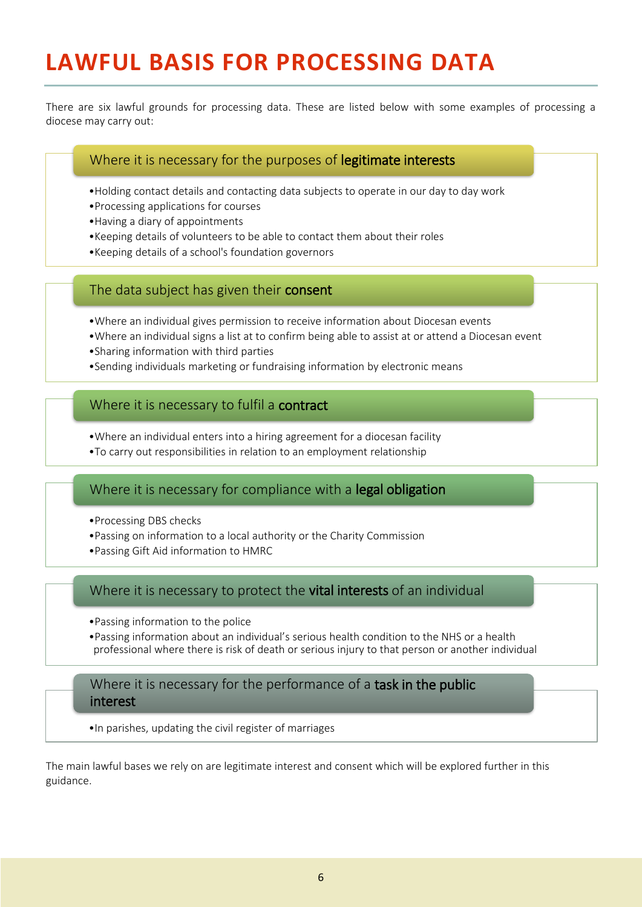# LAWFUL BASIS FOR PROCESSING DATA

There are six lawful grounds for processing data. These are listed below with some examples of processing a diocese may carry out:

### Where it is necessary for the purposes of **legitimate interests**

- Holding contact details and contacting data subjects to operate in our day to day work
- Processing applications for courses
- Having a diary of appointments
- Keeping details of volunteers to be able to contact them about their roles
- Keeping details of a school's foundation governors

### The data subject has given their **consent**

- Where an individual gives permission to receive information about Diocesan events
- Where an individual signs a list at to confirm being able to assist at or attend a Diocesan event
- Sharing information with third parties
- Sending individuals marketing or fundraising information by electronic means

### Where it is necessary to fulfil a **contract**

- Where an individual enters into a hiring agreement for a diocesan facility
- To carry out responsibilities in relation to an employment relationship

### Where it is necessary for compliance with a **legal obligation**

- Processing DBS checks
- Passing on information to a local authority or the Charity Commission
- Passing Gift Aid information to HMRC

### Where it is necessary to protect the **vital interests** of an individual

- Passing information to the police
- Passing information about an individual's serious health condition to the NHS or a health professional where there is risk of death or serious injury to that person or another individual

### Where it is necessary for the performance of a **task in the public interest**

- In parishes, updating the civil register of marriages

The main lawful bases we rely on are legitimate interest and consent which will be explored further in this guidance.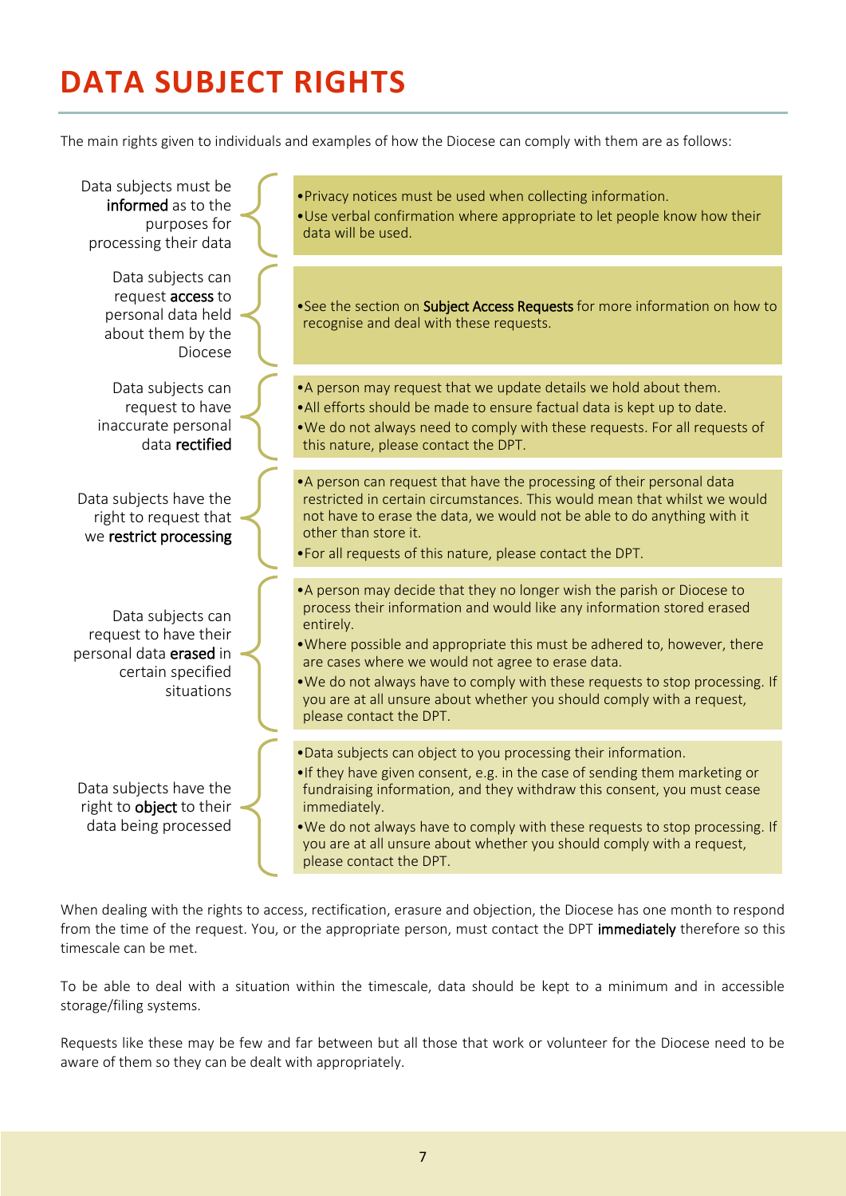# DATA SUBJECT RIGHTS

The main rights given to individuals and examples of how the Diocese can comply with them are as follows:

Data subjects must be **informed** as to the purposes for processing their data

- Privacy notices must be used when collecting information.
- Use verbal confirmation where appropriate to let people know how their data will be used.

Data subjects can request **access** to personal data held about them by the Diocese

- See the section on **Subject Access Requests** for more information on how to recognise and deal with these requests.

Data subjects can request to have inaccurate personal data **rectified**

- A person may request that we update details we hold about them.
- All efforts should be made to ensure factual data is kept up to date.
- We do not always need to comply with these requests. For all requests of this nature, please contact the DPT.

Data subjects have the right to request that we **restrict processing**

- A person can request that have the processing of their personal data restricted in certain circumstances. This would mean that whilst we would not have to erase the data, we would not be able to do anything with it other than store it.
- For all requests of this nature, please contact the DPT.

Data subjects can request to have their personal data **erased** in certain specified situations

- A person may decide that they no longer wish the parish or Diocese to process their information and would like any information stored erased entirely.
- Where possible and appropriate this must be adhered to, however, there are cases where we would not agree to erase data.
- We do not always have to comply with these requests to stop processing. If you are at all unsure about whether you should comply with a request, please contact the DPT.

Data subjects have the right to **object** to their data being processed

- Data subjects can object to you processing their information.
- If they have given consent, e.g. in the case of sending them marketing or fundraising information, and they withdraw this consent, you must cease immediately.
- We do not always have to comply with these requests to stop processing. If you are at all unsure about whether you should comply with a request, please contact the DPT.

When dealing with the rights to access, rectification, erasure and objection, the Diocese has one month to respond from the time of the request. You, or the appropriate person, must contact the DPT **immediately** therefore so this timescale can be met.

To be able to deal with a situation within the timescale, data should be kept to a minimum and in accessible storage/filing systems.

Requests like these may be few and far between but all those that work or volunteer for the Diocese need to be aware of them so they can be dealt with appropriately.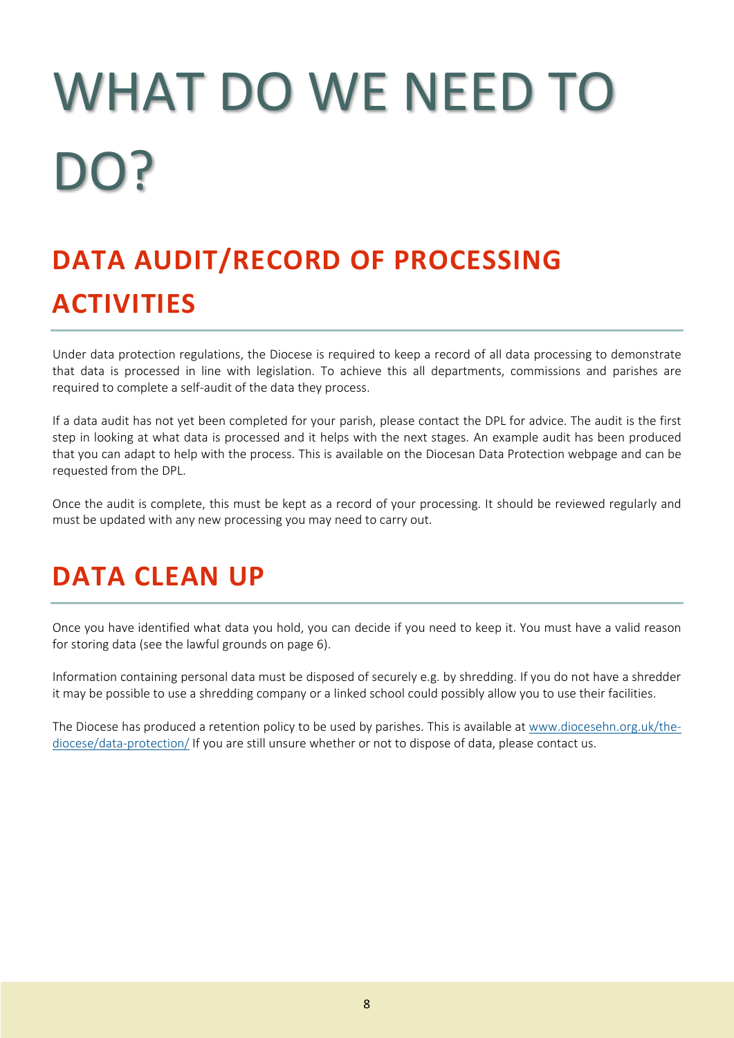# WHAT DO WE NEED TO DO?

## DATA AUDIT/RECORD OF PROCESSING ACTIVITIES

Under data protection regulations, the Diocese is required to keep a record of all data processing to demonstrate that data is processed in line with legislation. To achieve this all departments, commissions and parishes are required to complete a self-audit of the data they process.

If a data audit has not yet been completed for your parish, please contact the DPL for advice. The audit is the first step in looking at what data is processed and it helps with the next stages. An example audit has been produced that you can adapt to help with the process. This is available on the Diocesan Data Protection webpage and can be requested from the DPL.

Once the audit is complete, this must be kept as a record of your processing. It should be reviewed regularly and must be updated with any new processing you may need to carry out.

## DATA CLEAN UP

Once you have identified what data you hold, you can decide if you need to keep it. You must have a valid reason for storing data (see the lawful grounds on page 6).

Information containing personal data must be disposed of securely e.g. by shredding. If you do not have a shredder it may be possible to use a shredding company or a linked school could possibly allow you to use their facilities.

The Diocese has produced a retention policy to be used by parishes. This is available at [www.diocesehn.org.uk/the-diocese/data-protection/](www.diocesehn.org.uk/the-diocese/data-protection/) If you are still unsure whether or not to dispose of data, please contact us.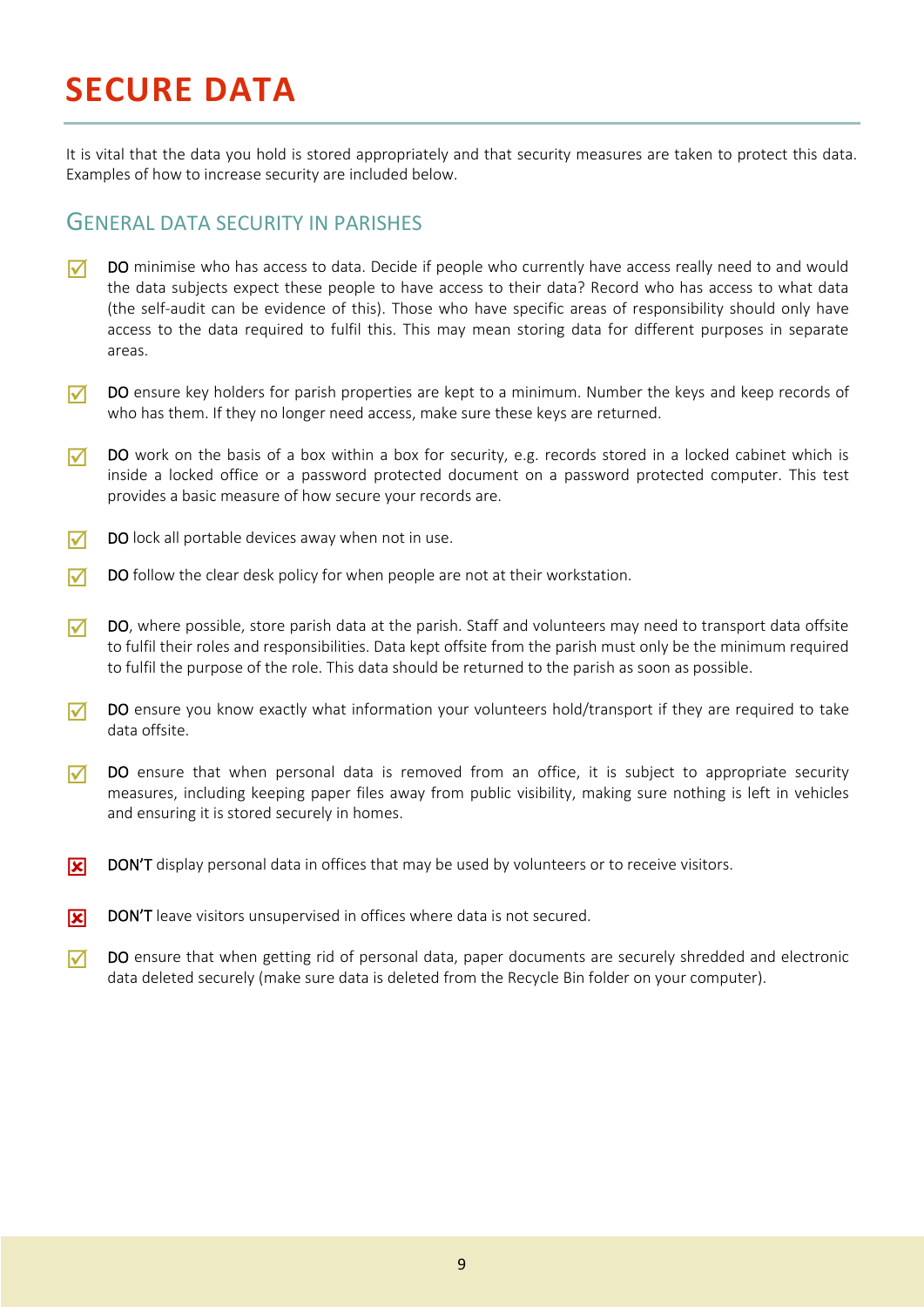# SECURE DATA

It is vital that the data you hold is stored appropriately and that security measures are taken to protect this data. Examples of how to increase security are included below.

## General data security in parishes

- ☑ **DO** minimise who has access to data. Decide if people who currently have access really need to and would the data subjects expect these people to have access to their data? Record who has access to what data (the self-audit can be evidence of this). Those who have specific areas of responsibility should only have access to the data required to fulfil this. This may mean storing data for different purposes in separate areas.

- ☑ **DO** ensure key holders for parish properties are kept to a minimum. Number the keys and keep records of who has them. If they no longer need access, make sure these keys are returned.

- ☑ **DO** work on the basis of a box within a box for security, e.g. records stored in a locked cabinet which is inside a locked office or a password protected document on a password protected computer. This test provides a basic measure of how secure your records are.

- ☑ **DO** lock all portable devices away when not in use.

- ☑ **DO** follow the clear desk policy for when people are not at their workstation.

- ☑ **DO**, where possible, store parish data at the parish. Staff and volunteers may need to transport data offsite to fulfil their roles and responsibilities. Data kept offsite from the parish must only be the minimum required to fulfil the purpose of the role. This data should be returned to the parish as soon as possible.

- ☑ **DO** ensure you know exactly what information your volunteers hold/transport if they are required to take data offsite.

- ☑ **DO** ensure that when personal data is removed from an office, it is subject to appropriate security measures, including keeping paper files away from public visibility, making sure nothing is left in vehicles and ensuring it is stored securely in homes.

- ☒ **DON'T** display personal data in offices that may be used by volunteers or to receive visitors.

- ☒ **DON'T** leave visitors unsupervised in offices where data is not secured.

- ☑ **DO** ensure that when getting rid of personal data, paper documents are securely shredded and electronic data deleted securely (make sure data is deleted from the Recycle Bin folder on your computer).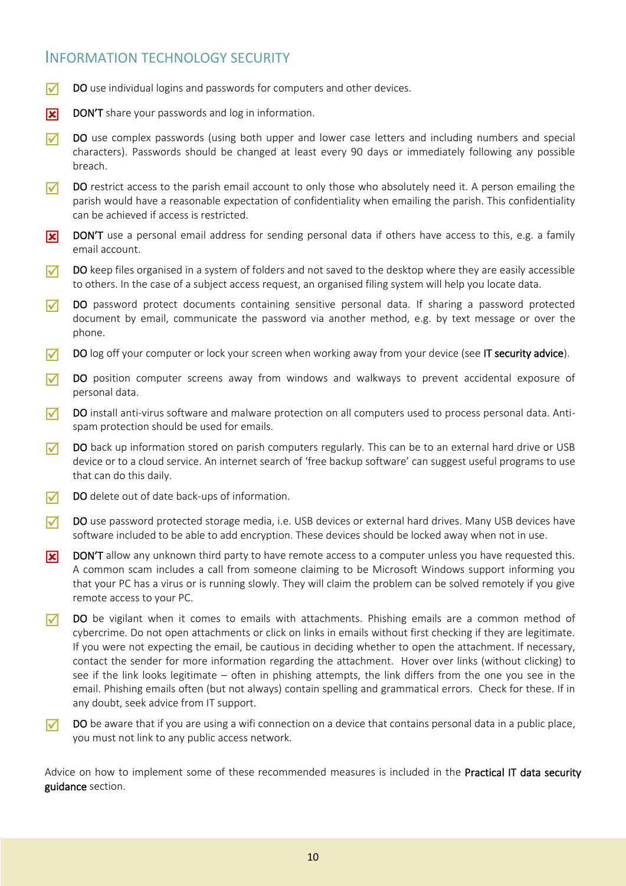## Information Technology Security

- ☑ **DO** use individual logins and passwords for computers and other devices.
- ☒ **DON'T** share your passwords and log in information.
- ☑ **DO** use complex passwords (using both upper and lower case letters and including numbers and special characters). Passwords should be changed at least every 90 days or immediately following any possible breach.
- ☑ **DO** restrict access to the parish email account to only those who absolutely need it. A person emailing the parish would have a reasonable expectation of confidentiality when emailing the parish. This confidentiality can be achieved if access is restricted.
- ☒ **DON'T** use a personal email address for sending personal data if others have access to this, e.g. a family email account.
- ☑ **DO** keep files organised in a system of folders and not saved to the desktop where they are easily accessible to others. In the case of a subject access request, an organised filing system will help you locate data.
- ☑ **DO** password protect documents containing sensitive personal data. If sharing a password protected document by email, communicate the password via another method, e.g. by text message or over the phone.
- ☑ **DO** log off your computer or lock your screen when working away from your device (see **IT security advice**).
- ☑ **DO** position computer screens away from windows and walkways to prevent accidental exposure of personal data.
- ☑ **DO** install anti-virus software and malware protection on all computers used to process personal data. Anti-spam protection should be used for emails.
- ☑ **DO** back up information stored on parish computers regularly. This can be to an external hard drive or USB device or to a cloud service. An internet search of 'free backup software' can suggest useful programs to use that can do this daily.
- ☑ **DO** delete out of date back-ups of information.
- ☑ **DO** use password protected storage media, i.e. USB devices or external hard drives. Many USB devices have software included to be able to add encryption. These devices should be locked away when not in use.
- ☒ **DON'T** allow any unknown third party to have remote access to a computer unless you have requested this. A common scam includes a call from someone claiming to be Microsoft Windows support informing you that your PC has a virus or is running slowly. They will claim the problem can be solved remotely if you give remote access to your PC.
- ☑ **DO** be vigilant when it comes to emails with attachments. Phishing emails are a common method of cybercrime. Do not open attachments or click on links in emails without first checking if they are legitimate. If you were not expecting the email, be cautious in deciding whether to open the attachment. If necessary, contact the sender for more information regarding the attachment. Hover over links (without clicking) to see if the link looks legitimate – often in phishing attempts, the link differs from the one you see in the email. Phishing emails often (but not always) contain spelling and grammatical errors. Check for these. If in any doubt, seek advice from IT support.
- ☑ **DO** be aware that if you are using a wifi connection on a device that contains personal data in a public place, you must not link to any public access network.

Advice on how to implement some of these recommended measures is included in the **Practical IT data security guidance** section.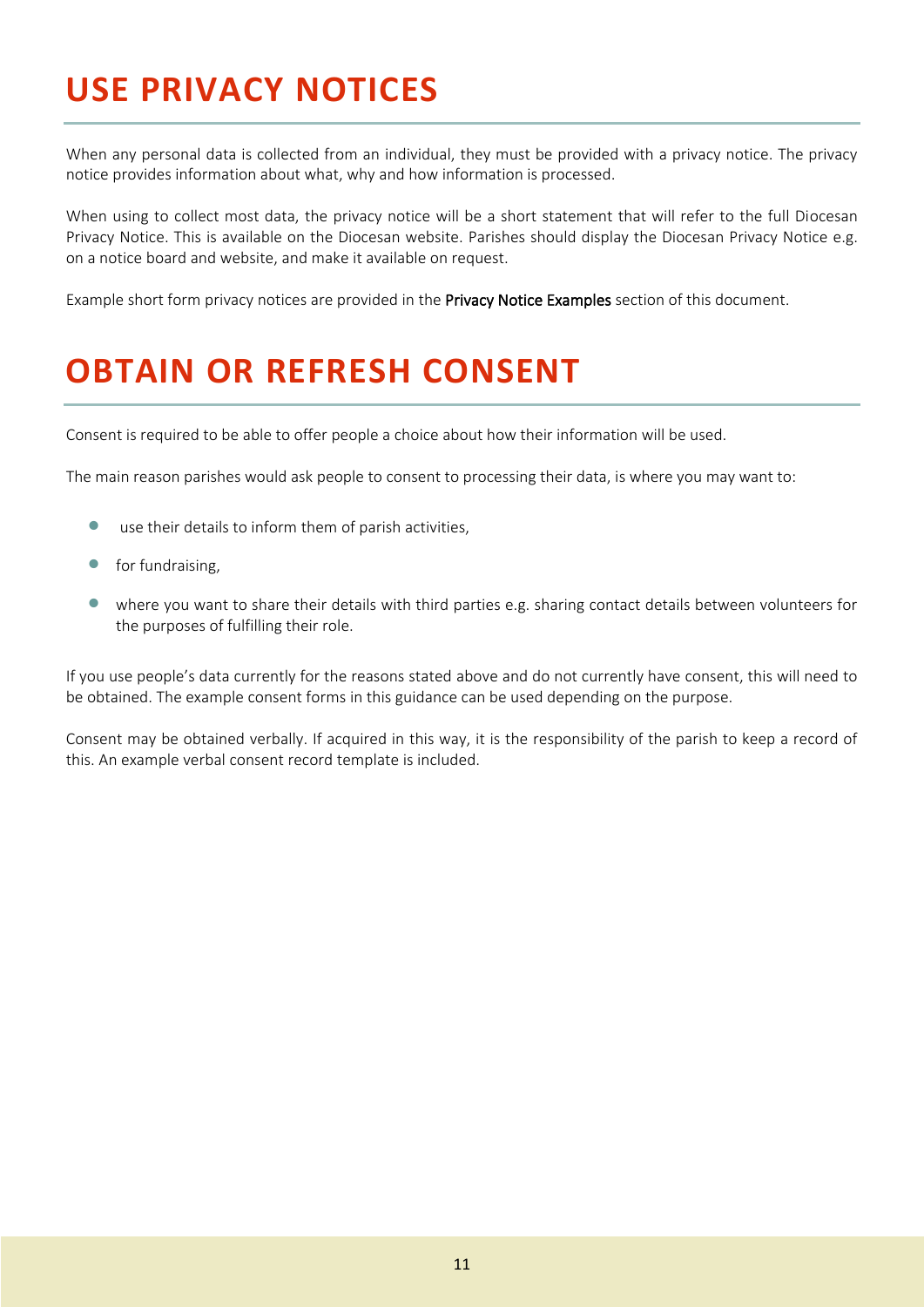# USE PRIVACY NOTICES

When any personal data is collected from an individual, they must be provided with a privacy notice. The privacy notice provides information about what, why and how information is processed.

When using to collect most data, the privacy notice will be a short statement that will refer to the full Diocesan Privacy Notice. This is available on the Diocesan website. Parishes should display the Diocesan Privacy Notice e.g. on a notice board and website, and make it available on request.

Example short form privacy notices are provided in the **Privacy Notice Examples** section of this document.

# OBTAIN OR REFRESH CONSENT

Consent is required to be able to offer people a choice about how their information will be used.

The main reason parishes would ask people to consent to processing their data, is where you may want to:

- use their details to inform them of parish activities,
- for fundraising,
- where you want to share their details with third parties e.g. sharing contact details between volunteers for the purposes of fulfilling their role.

If you use people's data currently for the reasons stated above and do not currently have consent, this will need to be obtained. The example consent forms in this guidance can be used depending on the purpose.

Consent may be obtained verbally. If acquired in this way, it is the responsibility of the parish to keep a record of this. An example verbal consent record template is included.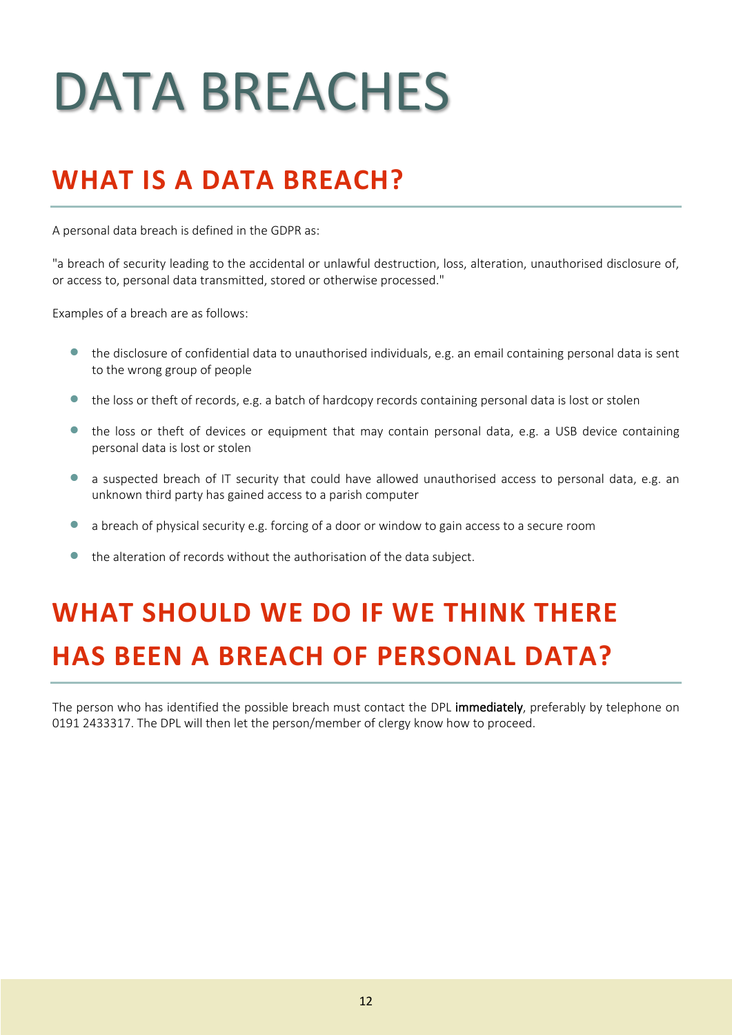# DATA BREACHES

## WHAT IS A DATA BREACH?

A personal data breach is defined in the GDPR as:

"a breach of security leading to the accidental or unlawful destruction, loss, alteration, unauthorised disclosure of, or access to, personal data transmitted, stored or otherwise processed."

Examples of a breach are as follows:

- the disclosure of confidential data to unauthorised individuals, e.g. an email containing personal data is sent to the wrong group of people
- the loss or theft of records, e.g. a batch of hardcopy records containing personal data is lost or stolen
- the loss or theft of devices or equipment that may contain personal data, e.g. a USB device containing personal data is lost or stolen
- a suspected breach of IT security that could have allowed unauthorised access to personal data, e.g. an unknown third party has gained access to a parish computer
- a breach of physical security e.g. forcing of a door or window to gain access to a secure room
- the alteration of records without the authorisation of the data subject.

## WHAT SHOULD WE DO IF WE THINK THERE HAS BEEN A BREACH OF PERSONAL DATA?

The person who has identified the possible breach must contact the DPL **immediately**, preferably by telephone on 0191 2433317. The DPL will then let the person/member of clergy know how to proceed.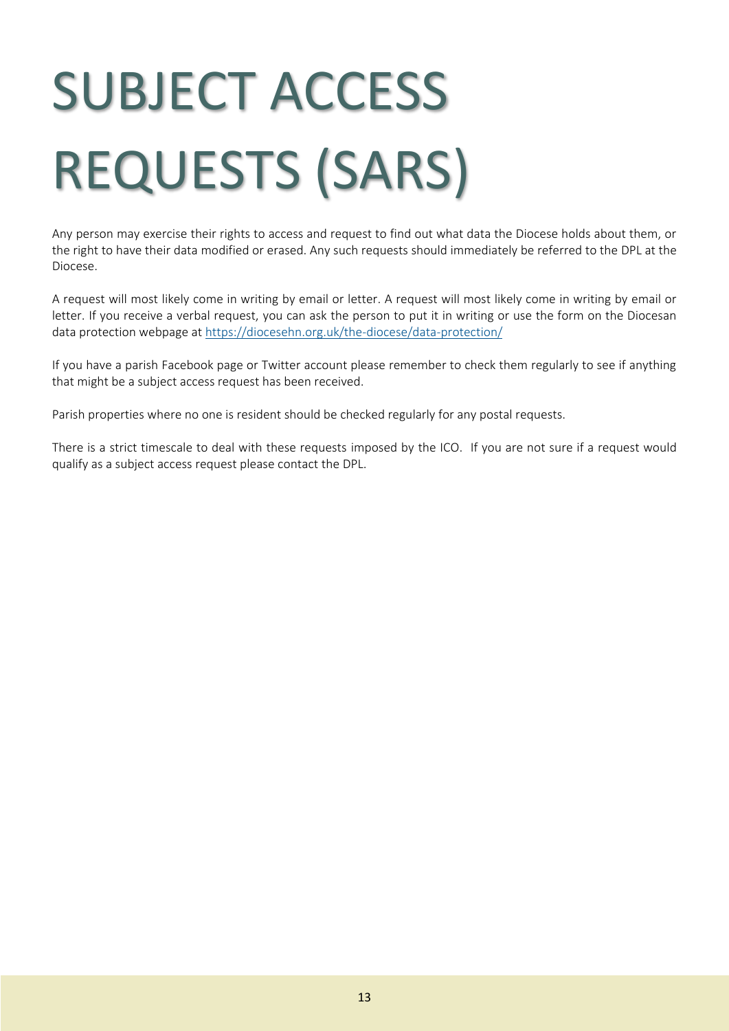# SUBJECT ACCESS REQUESTS (SARS)

Any person may exercise their rights to access and request to find out what data the Diocese holds about them, or the right to have their data modified or erased. Any such requests should immediately be referred to the DPL at the Diocese.

A request will most likely come in writing by email or letter. A request will most likely come in writing by email or letter. If you receive a verbal request, you can ask the person to put it in writing or use the form on the Diocesan data protection webpage at https://diocesehn.org.uk/the-diocese/data-protection/

If you have a parish Facebook page or Twitter account please remember to check them regularly to see if anything that might be a subject access request has been received.

Parish properties where no one is resident should be checked regularly for any postal requests.

There is a strict timescale to deal with these requests imposed by the ICO. If you are not sure if a request would qualify as a subject access request please contact the DPL.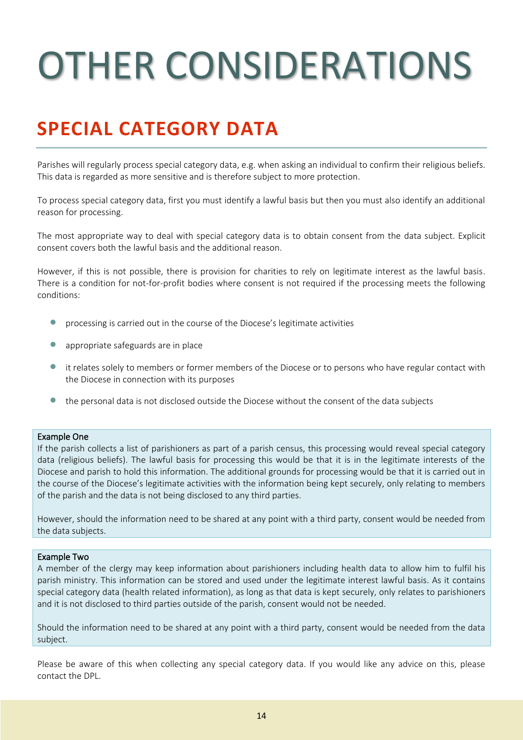# OTHER CONSIDERATIONS

## SPECIAL CATEGORY DATA

Parishes will regularly process special category data, e.g. when asking an individual to confirm their religious beliefs. This data is regarded as more sensitive and is therefore subject to more protection.

To process special category data, first you must identify a lawful basis but then you must also identify an additional reason for processing.

The most appropriate way to deal with special category data is to obtain consent from the data subject. Explicit consent covers both the lawful basis and the additional reason.

However, if this is not possible, there is provision for charities to rely on legitimate interest as the lawful basis. There is a condition for not-for-profit bodies where consent is not required if the processing meets the following conditions:

- processing is carried out in the course of the Diocese's legitimate activities
- appropriate safeguards are in place
- it relates solely to members or former members of the Diocese or to persons who have regular contact with the Diocese in connection with its purposes
- the personal data is not disclosed outside the Diocese without the consent of the data subjects

**Example One**
If the parish collects a list of parishioners as part of a parish census, this processing would reveal special category data (religious beliefs). The lawful basis for processing this would be that it is in the legitimate interests of the Diocese and parish to hold this information. The additional grounds for processing would be that it is carried out in the course of the Diocese's legitimate activities with the information being kept securely, only relating to members of the parish and the data is not being disclosed to any third parties.

However, should the information need to be shared at any point with a third party, consent would be needed from the data subjects.

**Example Two**
A member of the clergy may keep information about parishioners including health data to allow him to fulfil his parish ministry. This information can be stored and used under the legitimate interest lawful basis. As it contains special category data (health related information), as long as that data is kept securely, only relates to parishioners and it is not disclosed to third parties outside of the parish, consent would not be needed.

Should the information need to be shared at any point with a third party, consent would be needed from the data subject.

Please be aware of this when collecting any special category data. If you would like any advice on this, please contact the DPL.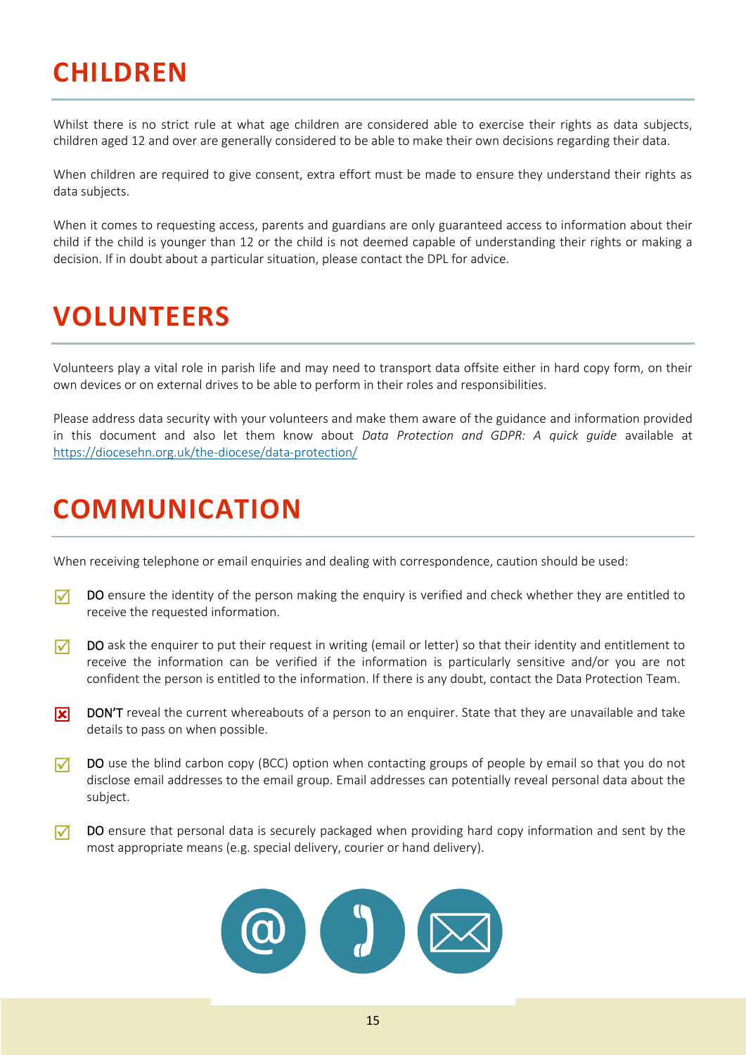# CHILDREN

Whilst there is no strict rule at what age children are considered able to exercise their rights as data subjects, children aged 12 and over are generally considered to be able to make their own decisions regarding their data.

When children are required to give consent, extra effort must be made to ensure they understand their rights as data subjects.

When it comes to requesting access, parents and guardians are only guaranteed access to information about their child if the child is younger than 12 or the child is not deemed capable of understanding their rights or making a decision. If in doubt about a particular situation, please contact the DPL for advice.

# VOLUNTEERS

Volunteers play a vital role in parish life and may need to transport data offsite either in hard copy form, on their own devices or on external drives to be able to perform in their roles and responsibilities.

Please address data security with your volunteers and make them aware of the guidance and information provided in this document and also let them know about *Data Protection and GDPR: A quick guide* available at https://diocesehn.org.uk/the-diocese/data-protection/

# COMMUNICATION

When receiving telephone or email enquiries and dealing with correspondence, caution should be used:

- ☑ DO ensure the identity of the person making the enquiry is verified and check whether they are entitled to receive the requested information.
- ☑ DO ask the enquirer to put their request in writing (email or letter) so that their identity and entitlement to receive the information can be verified if the information is particularly sensitive and/or you are not confident the person is entitled to the information. If there is any doubt, contact the Data Protection Team.
- ☒ DON'T reveal the current whereabouts of a person to an enquirer. State that they are unavailable and take details to pass on when possible.
- ☑ DO use the blind carbon copy (BCC) option when contacting groups of people by email so that you do not disclose email addresses to the email group. Email addresses can potentially reveal personal data about the subject.
- ☑ DO ensure that personal data is securely packaged when providing hard copy information and sent by the most appropriate means (e.g. special delivery, courier or hand delivery).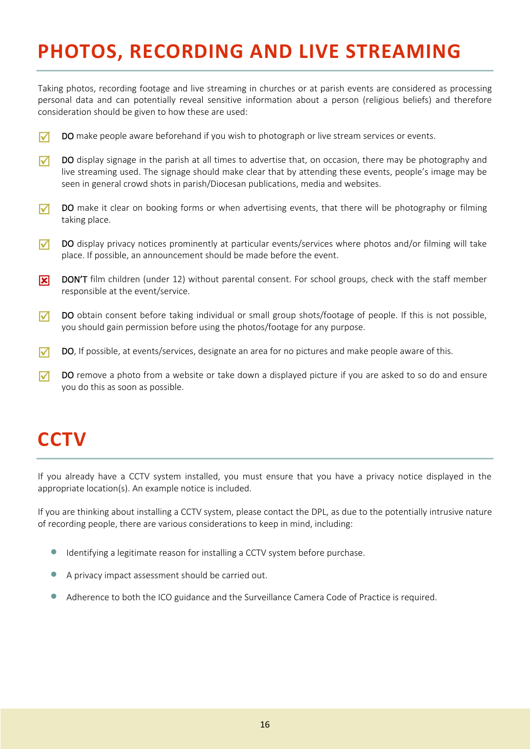# PHOTOS, RECORDING AND LIVE STREAMING

Taking photos, recording footage and live streaming in churches or at parish events are considered as processing personal data and can potentially reveal sensitive information about a person (religious beliefs) and therefore consideration should be given to how these are used:

- ☑ **DO** make people aware beforehand if you wish to photograph or live stream services or events.
- ☑ **DO** display signage in the parish at all times to advertise that, on occasion, there may be photography and live streaming used. The signage should make clear that by attending these events, people's image may be seen in general crowd shots in parish/Diocesan publications, media and websites.
- ☑ **DO** make it clear on booking forms or when advertising events, that there will be photography or filming taking place.
- ☑ **DO** display privacy notices prominently at particular events/services where photos and/or filming will take place. If possible, an announcement should be made before the event.
- ☒ **DON'T** film children (under 12) without parental consent. For school groups, check with the staff member responsible at the event/service.
- ☑ **DO** obtain consent before taking individual or small group shots/footage of people. If this is not possible, you should gain permission before using the photos/footage for any purpose.
- ☑ **DO**, If possible, at events/services, designate an area for no pictures and make people aware of this.
- ☑ **DO** remove a photo from a website or take down a displayed picture if you are asked to so do and ensure you do this as soon as possible.

# CCTV

If you already have a CCTV system installed, you must ensure that you have a privacy notice displayed in the appropriate location(s). An example notice is included.

If you are thinking about installing a CCTV system, please contact the DPL, as due to the potentially intrusive nature of recording people, there are various considerations to keep in mind, including:

- Identifying a legitimate reason for installing a CCTV system before purchase.
- A privacy impact assessment should be carried out.
- Adherence to both the ICO guidance and the Surveillance Camera Code of Practice is required.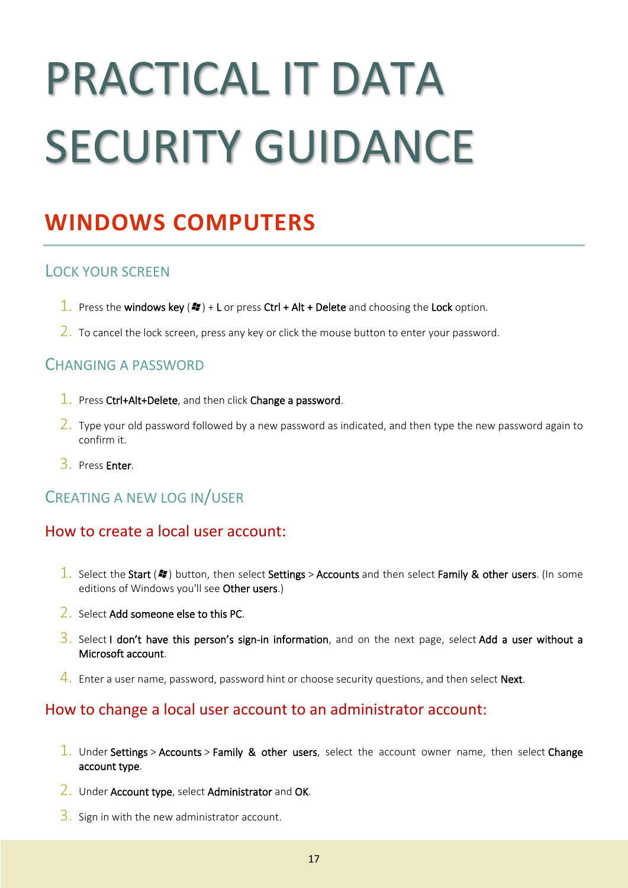# PRACTICAL IT DATA SECURITY GUIDANCE

## WINDOWS COMPUTERS

### LOCK YOUR SCREEN

1. Press the **windows key** (⊞) + **L** or press **Ctrl + Alt + Delete** and choosing the **Lock** option.
2. To cancel the lock screen, press any key or click the mouse button to enter your password.

### CHANGING A PASSWORD

1. Press **Ctrl+Alt+Delete**, and then click **Change a password**.
2. Type your old password followed by a new password as indicated, and then type the new password again to confirm it.
3. Press **Enter**.

### CREATING A NEW LOG IN/USER

#### How to create a local user account:

1. Select the **Start** (⊞) button, then select **Settings** > **Accounts** and then select **Family & other users**. (In some editions of Windows you'll see **Other users**.)
2. Select **Add someone else to this PC**.
3. Select **I don't have this person's sign-in information**, and on the next page, select **Add a user without a Microsoft account**.
4. Enter a user name, password, password hint or choose security questions, and then select **Next**.

#### How to change a local user account to an administrator account:

1. Under **Settings** > **Accounts** > **Family & other users**, select the account owner name, then select **Change account type**.
2. Under **Account type**, select **Administrator** and **OK**.
3. Sign in with the new administrator account.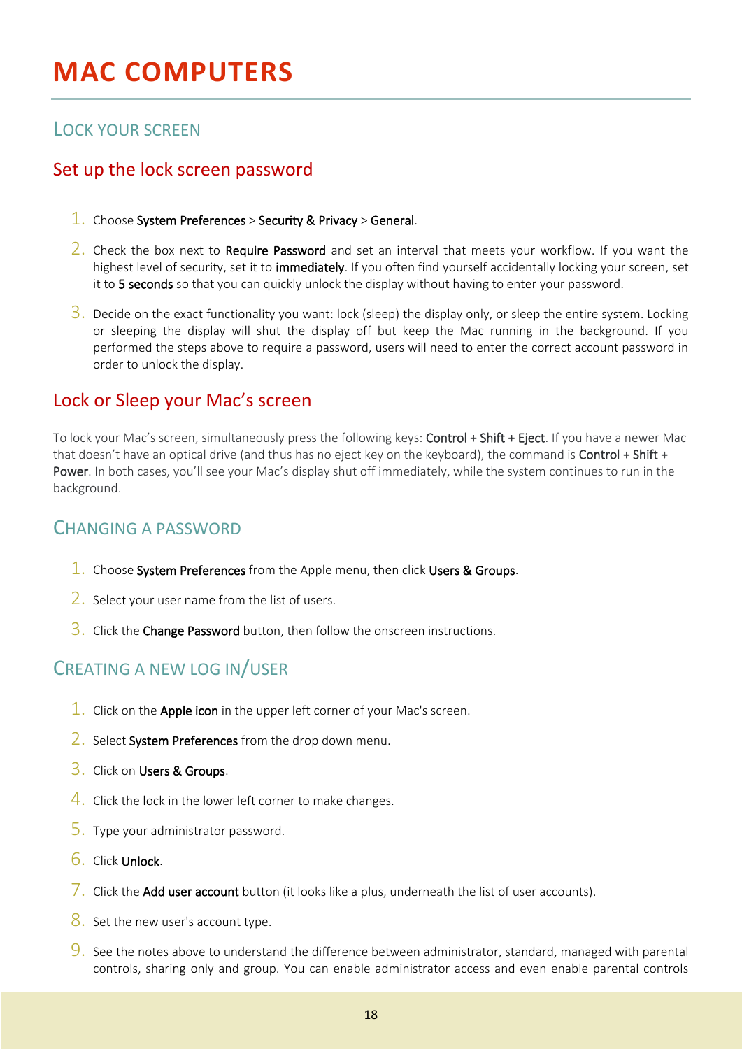# MAC COMPUTERS

## LOCK YOUR SCREEN

### Set up the lock screen password

1. Choose **System Preferences** > **Security & Privacy** > **General**.
2. Check the box next to **Require Password** and set an interval that meets your workflow. If you want the highest level of security, set it to **immediately**. If you often find yourself accidentally locking your screen, set it to **5 seconds** so that you can quickly unlock the display without having to enter your password.
3. Decide on the exact functionality you want: lock (sleep) the display only, or sleep the entire system. Locking or sleeping the display will shut the display off but keep the Mac running in the background. If you performed the steps above to require a password, users will need to enter the correct account password in order to unlock the display.

### Lock or Sleep your Mac's screen

To lock your Mac's screen, simultaneously press the following keys: **Control + Shift + Eject**. If you have a newer Mac that doesn't have an optical drive (and thus has no eject key on the keyboard), the command is **Control + Shift + Power**. In both cases, you'll see your Mac's display shut off immediately, while the system continues to run in the background.

## CHANGING A PASSWORD

1. Choose **System Preferences** from the Apple menu, then click **Users & Groups**.
2. Select your user name from the list of users.
3. Click the **Change Password** button, then follow the onscreen instructions.

## CREATING A NEW LOG IN/USER

1. Click on the **Apple icon** in the upper left corner of your Mac's screen.
2. Select **System Preferences** from the drop down menu.
3. Click on **Users & Groups**.
4. Click the lock in the lower left corner to make changes.
5. Type your administrator password.
6. Click **Unlock**.
7. Click the **Add user account** button (it looks like a plus, underneath the list of user accounts).
8. Set the new user's account type.
9. See the notes above to understand the difference between administrator, standard, managed with parental controls, sharing only and group. You can enable administrator access and even enable parental controls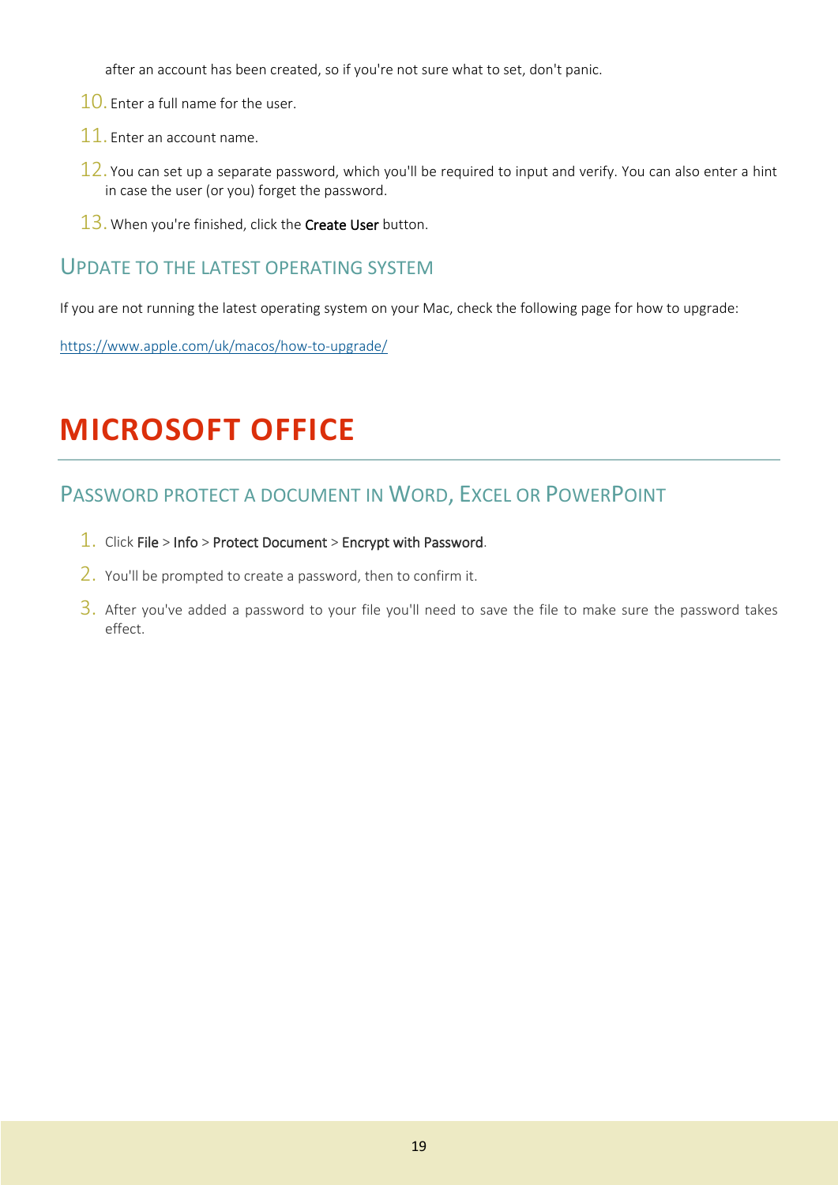after an account has been created, so if you're not sure what to set, don't panic.

10. Enter a full name for the user.
11. Enter an account name.
12. You can set up a separate password, which you'll be required to input and verify. You can also enter a hint in case the user (or you) forget the password.
13. When you're finished, click the **Create User** button.

### Update to the latest operating system

If you are not running the latest operating system on your Mac, check the following page for how to upgrade:

https://www.apple.com/uk/macos/how-to-upgrade/

# MICROSOFT OFFICE

### Password protect a document in Word, Excel or PowerPoint

1. Click **File** > **Info** > **Protect Document** > **Encrypt with Password**.
2. You'll be prompted to create a password, then to confirm it.
3. After you've added a password to your file you'll need to save the file to make sure the password takes effect.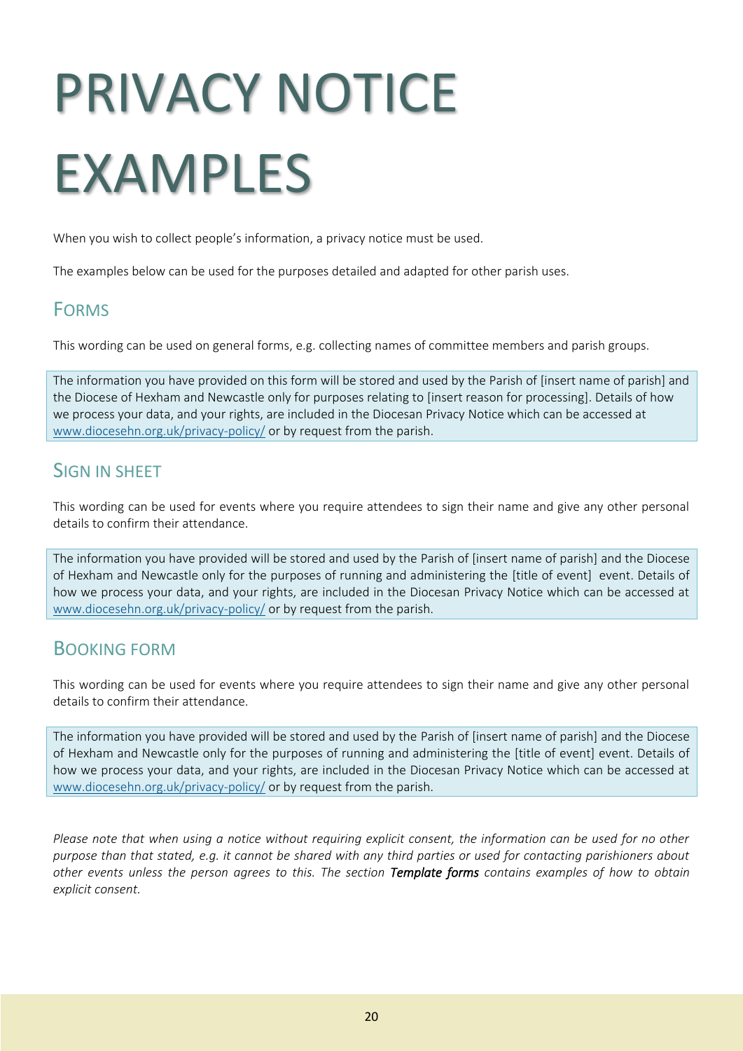# PRIVACY NOTICE EXAMPLES

When you wish to collect people's information, a privacy notice must be used.

The examples below can be used for the purposes detailed and adapted for other parish uses.

## Forms

This wording can be used on general forms, e.g. collecting names of committee members and parish groups.

> The information you have provided on this form will be stored and used by the Parish of [insert name of parish] and the Diocese of Hexham and Newcastle only for purposes relating to [insert reason for processing]. Details of how we process your data, and your rights, are included in the Diocesan Privacy Notice which can be accessed at www.diocesehn.org.uk/privacy-policy/ or by request from the parish.

## Sign in Sheet

This wording can be used for events where you require attendees to sign their name and give any other personal details to confirm their attendance.

> The information you have provided will be stored and used by the Parish of [insert name of parish] and the Diocese of Hexham and Newcastle only for the purposes of running and administering the [title of event] event. Details of how we process your data, and your rights, are included in the Diocesan Privacy Notice which can be accessed at www.diocesehn.org.uk/privacy-policy/ or by request from the parish.

## Booking Form

This wording can be used for events where you require attendees to sign their name and give any other personal details to confirm their attendance.

> The information you have provided will be stored and used by the Parish of [insert name of parish] and the Diocese of Hexham and Newcastle only for the purposes of running and administering the [title of event] event. Details of how we process your data, and your rights, are included in the Diocesan Privacy Notice which can be accessed at www.diocesehn.org.uk/privacy-policy/ or by request from the parish.

*Please note that when using a notice without requiring explicit consent, the information can be used for no other purpose than that stated, e.g. it cannot be shared with any third parties or used for contacting parishioners about other events unless the person agrees to this. The section **Template forms** contains examples of how to obtain explicit consent.*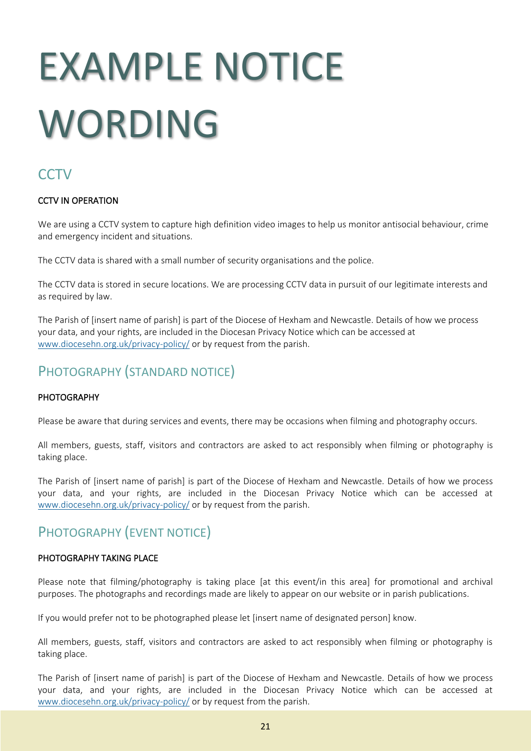# EXAMPLE NOTICE WORDING

## CCTV

**CCTV IN OPERATION**

We are using a CCTV system to capture high definition video images to help us monitor antisocial behaviour, crime and emergency incident and situations.

The CCTV data is shared with a small number of security organisations and the police.

The CCTV data is stored in secure locations. We are processing CCTV data in pursuit of our legitimate interests and as required by law.

The Parish of [insert name of parish] is part of the Diocese of Hexham and Newcastle. Details of how we process your data, and your rights, are included in the Diocesan Privacy Notice which can be accessed at [www.diocesehn.org.uk/privacy-policy/](http://www.diocesehn.org.uk/privacy-policy/) or by request from the parish.

## Photography (Standard Notice)

**PHOTOGRAPHY**

Please be aware that during services and events, there may be occasions when filming and photography occurs.

All members, guests, staff, visitors and contractors are asked to act responsibly when filming or photography is taking place.

The Parish of [insert name of parish] is part of the Diocese of Hexham and Newcastle. Details of how we process your data, and your rights, are included in the Diocesan Privacy Notice which can be accessed at [www.diocesehn.org.uk/privacy-policy/](http://www.diocesehn.org.uk/privacy-policy/) or by request from the parish.

## Photography (Event Notice)

**PHOTOGRAPHY TAKING PLACE**

Please note that filming/photography is taking place [at this event/in this area] for promotional and archival purposes. The photographs and recordings made are likely to appear on our website or in parish publications.

If you would prefer not to be photographed please let [insert name of designated person] know.

All members, guests, staff, visitors and contractors are asked to act responsibly when filming or photography is taking place.

The Parish of [insert name of parish] is part of the Diocese of Hexham and Newcastle. Details of how we process your data, and your rights, are included in the Diocesan Privacy Notice which can be accessed at [www.diocesehn.org.uk/privacy-policy/](http://www.diocesehn.org.uk/privacy-policy/) or by request from the parish.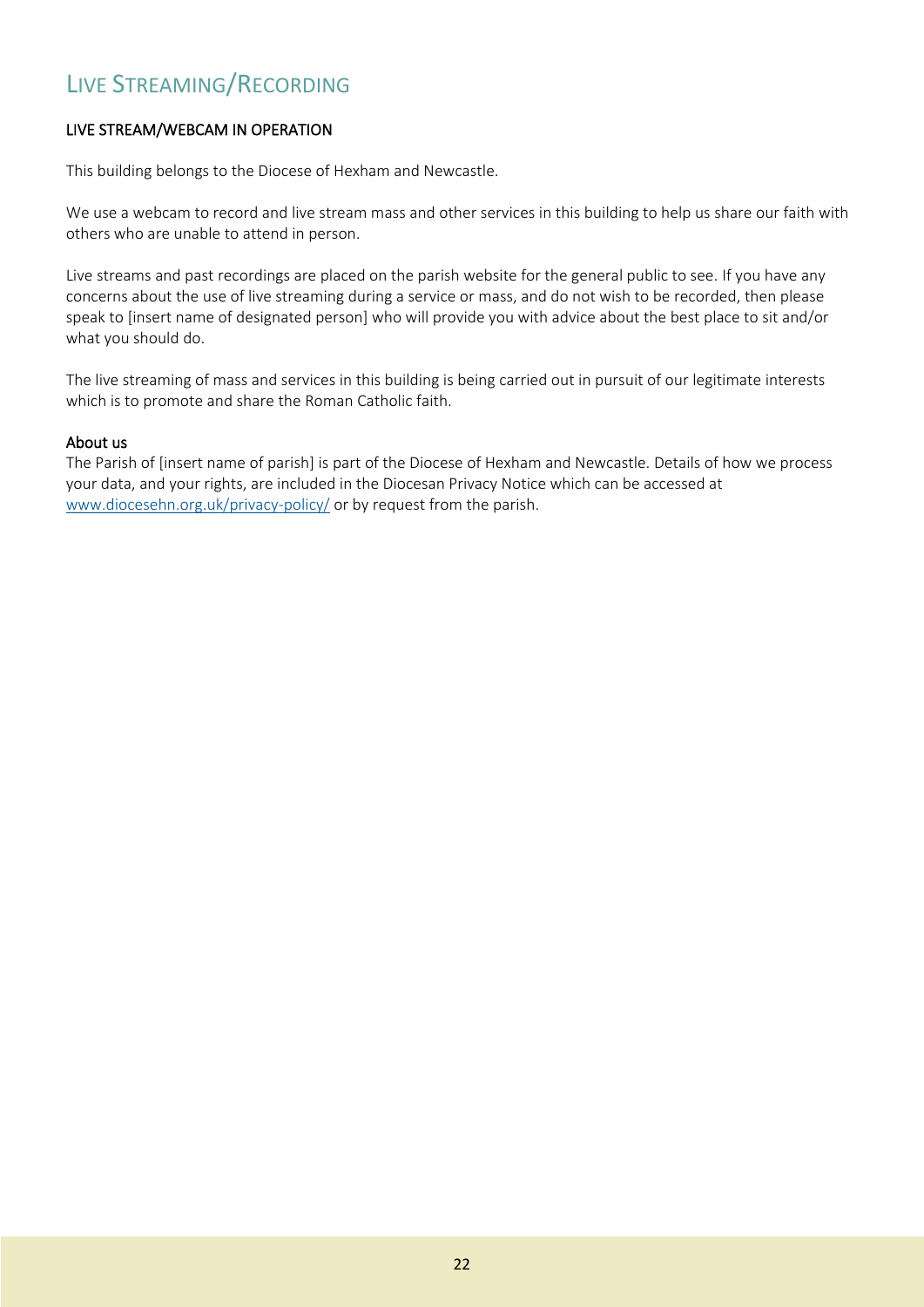# Live Streaming/Recording

## LIVE STREAM/WEBCAM IN OPERATION

This building belongs to the Diocese of Hexham and Newcastle.

We use a webcam to record and live stream mass and other services in this building to help us share our faith with others who are unable to attend in person.

Live streams and past recordings are placed on the parish website for the general public to see. If you have any concerns about the use of live streaming during a service or mass, and do not wish to be recorded, then please speak to [insert name of designated person] who will provide you with advice about the best place to sit and/or what you should do.

The live streaming of mass and services in this building is being carried out in pursuit of our legitimate interests which is to promote and share the Roman Catholic faith.

### About us

The Parish of [insert name of parish] is part of the Diocese of Hexham and Newcastle. Details of how we process your data, and your rights, are included in the Diocesan Privacy Notice which can be accessed at www.diocesehn.org.uk/privacy-policy/ or by request from the parish.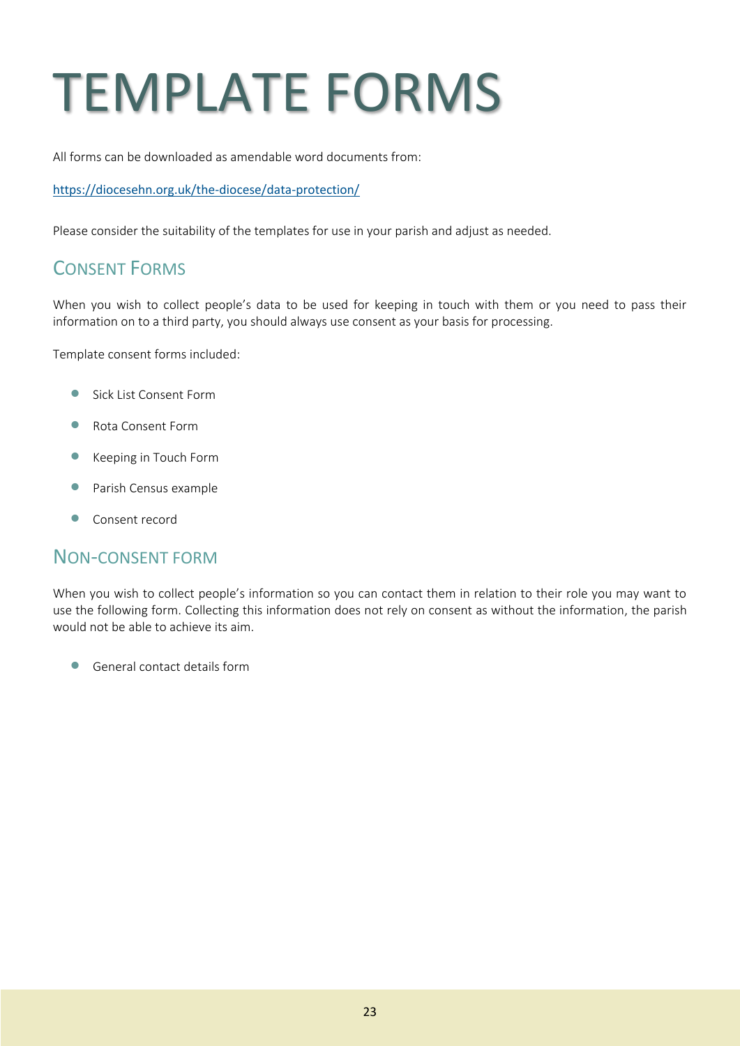# TEMPLATE FORMS

All forms can be downloaded as amendable word documents from:

https://diocesehn.org.uk/the-diocese/data-protection/

Please consider the suitability of the templates for use in your parish and adjust as needed.

## CONSENT FORMS

When you wish to collect people's data to be used for keeping in touch with them or you need to pass their information on to a third party, you should always use consent as your basis for processing.

Template consent forms included:

- Sick List Consent Form
- Rota Consent Form
- Keeping in Touch Form
- Parish Census example
- Consent record

## NON-CONSENT FORM

When you wish to collect people's information so you can contact them in relation to their role you may want to use the following form. Collecting this information does not rely on consent as without the information, the parish would not be able to achieve its aim.

- General contact details form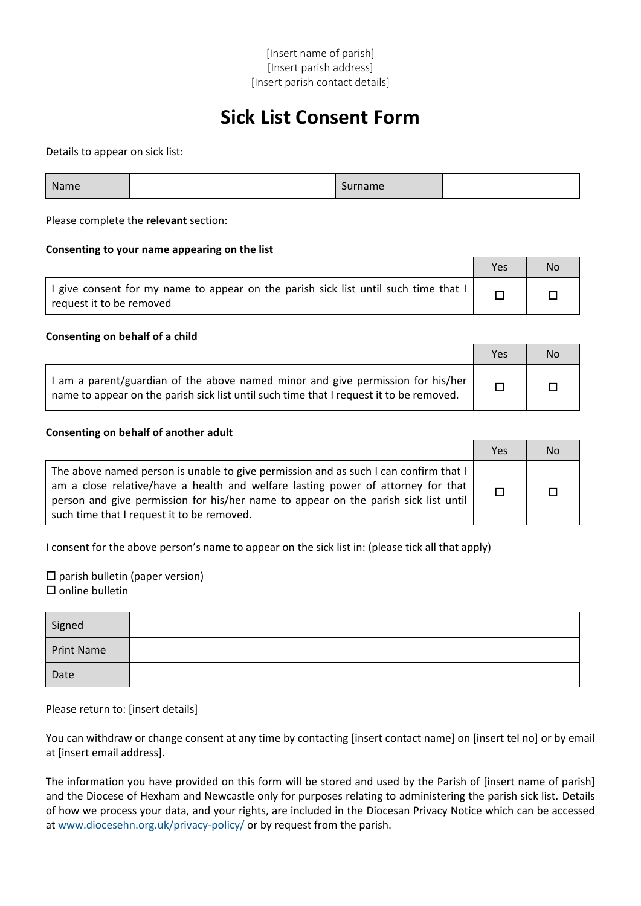[Insert name of parish]
[Insert parish address]
[Insert parish contact details]

# Sick List Consent Form

Details to appear on sick list:

| Name | | Surname | |
|---|---|---|---|

Please complete the **relevant** section:

**Consenting to your name appearing on the list**

| | Yes | No |
|---|---|---|
| I give consent for my name to appear on the parish sick list until such time that I request it to be removed | ☐ | ☐ |

**Consenting on behalf of a child**

| | Yes | No |
|---|---|---|
| I am a parent/guardian of the above named minor and give permission for his/her name to appear on the parish sick list until such time that I request it to be removed. | ☐ | ☐ |

**Consenting on behalf of another adult**

| | Yes | No |
|---|---|---|
| The above named person is unable to give permission and as such I can confirm that I am a close relative/have a health and welfare lasting power of attorney for that person and give permission for his/her name to appear on the parish sick list until such time that I request it to be removed. | ☐ | ☐ |

I consent for the above person's name to appear on the sick list in: (please tick all that apply)

☐ parish bulletin (paper version)
☐ online bulletin

| Signed | |
|---|---|
| Print Name | |
| Date | |

Please return to: [insert details]

You can withdraw or change consent at any time by contacting [insert contact name] on [insert tel no] or by email at [insert email address].

The information you have provided on this form will be stored and used by the Parish of [insert name of parish] and the Diocese of Hexham and Newcastle only for purposes relating to administering the parish sick list. Details of how we process your data, and your rights, are included in the Diocesan Privacy Notice which can be accessed at [www.diocesehn.org.uk/privacy-policy/](www.diocesehn.org.uk/privacy-policy/) or by request from the parish.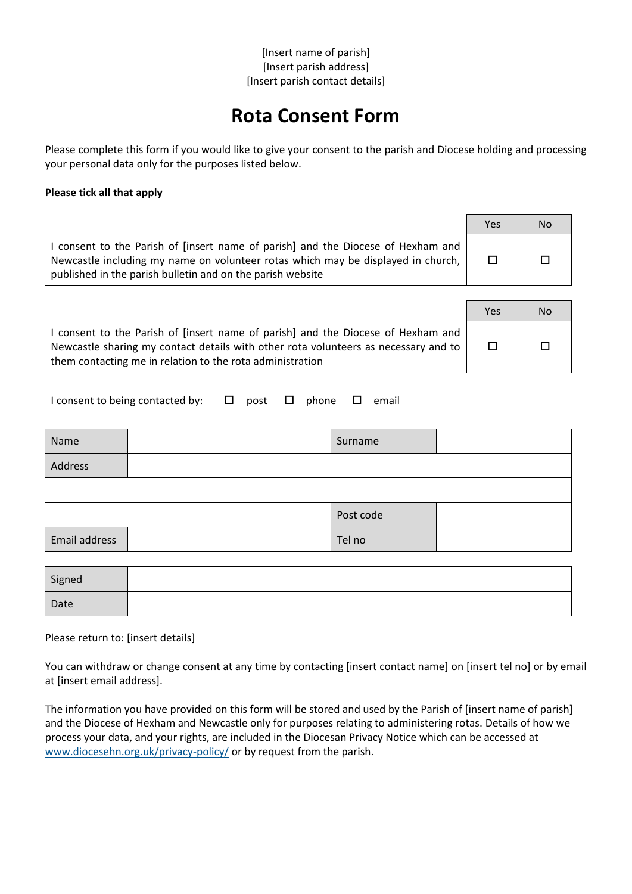[Insert name of parish]
[Insert parish address]
[Insert parish contact details]

# Rota Consent Form

Please complete this form if you would like to give your consent to the parish and Diocese holding and processing your personal data only for the purposes listed below.

**Please tick all that apply**

| | Yes | No |
|---|---|---|
| I consent to the Parish of [insert name of parish] and the Diocese of Hexham and Newcastle including my name on volunteer rotas which may be displayed in church, published in the parish bulletin and on the parish website | ☐ | ☐ |

| | Yes | No |
|---|---|---|
| I consent to the Parish of [insert name of parish] and the Diocese of Hexham and Newcastle sharing my contact details with other rota volunteers as necessary and to them contacting me in relation to the rota administration | ☐ | ☐ |

I consent to being contacted by: ☐ post ☐ phone ☐ email

| Name | | Surname | |
|---|---|---|---|
| Address | | | |
| | | | |
| | | Post code | |
| Email address | | Tel no | |

| Signed | |
|---|---|
| Date | |

Please return to: [insert details]

You can withdraw or change consent at any time by contacting [insert contact name] on [insert tel no] or by email at [insert email address].

The information you have provided on this form will be stored and used by the Parish of [insert name of parish] and the Diocese of Hexham and Newcastle only for purposes relating to administering rotas. Details of how we process your data, and your rights, are included in the Diocesan Privacy Notice which can be accessed at www.diocesehn.org.uk/privacy-policy/ or by request from the parish.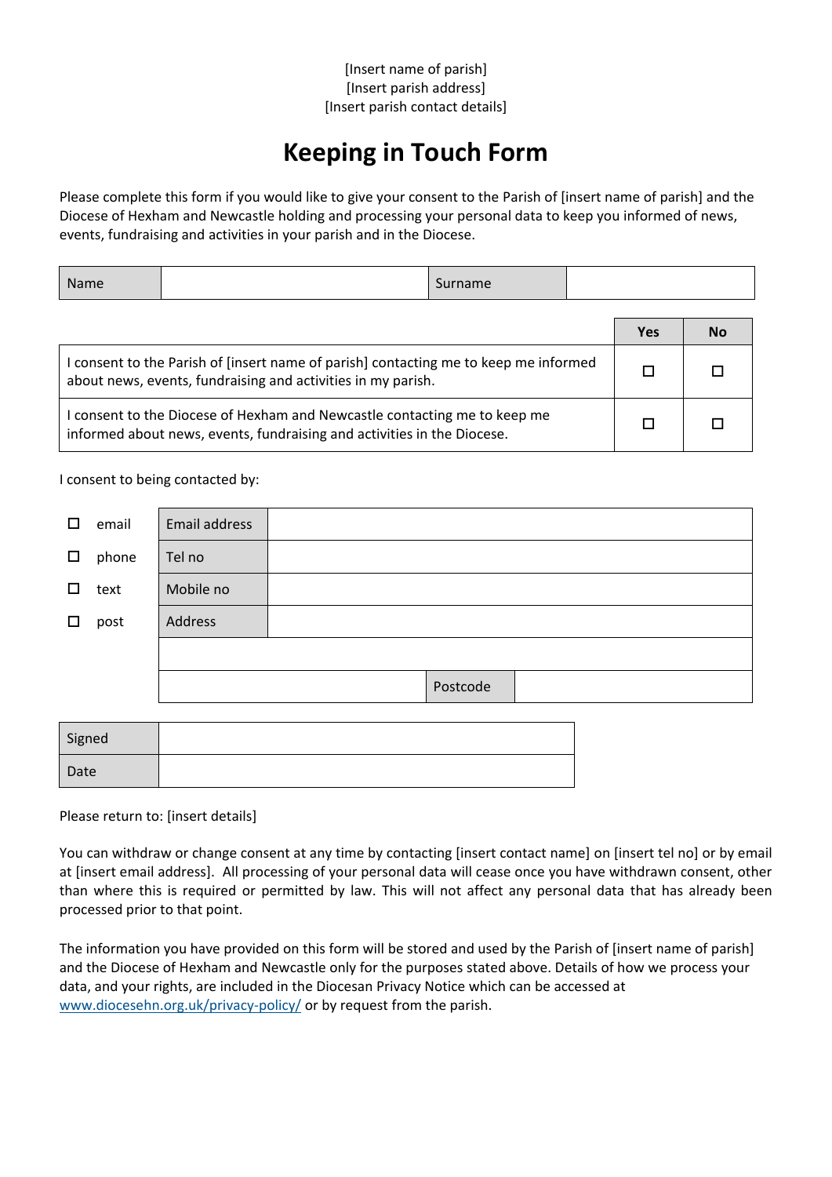[Insert name of parish]
[Insert parish address]
[Insert parish contact details]

# Keeping in Touch Form

Please complete this form if you would like to give your consent to the Parish of [insert name of parish] and the Diocese of Hexham and Newcastle holding and processing your personal data to keep you informed of news, events, fundraising and activities in your parish and in the Diocese.

| Name | | Surname | |
|---|---|---|---|

| | Yes | No |
|---|---|---|
| I consent to the Parish of [insert name of parish] contacting me to keep me informed about news, events, fundraising and activities in my parish. | ☐ | ☐ |
| I consent to the Diocese of Hexham and Newcastle contacting me to keep me informed about news, events, fundraising and activities in the Diocese. | ☐ | ☐ |

I consent to being contacted by:

| | | | | | |
|---|---|---|---|---|---|
| ☐ email | Email address | | | | |
| ☐ phone | Tel no | | | | |
| ☐ text | Mobile no | | | | |
| ☐ post | Address | | | | |
| | | | | | |
| | | | Postcode | | |

| Signed | |
|---|---|
| Date | |

Please return to: [insert details]

You can withdraw or change consent at any time by contacting [insert contact name] on [insert tel no] or by email at [insert email address]. All processing of your personal data will cease once you have withdrawn consent, other than where this is required or permitted by law. This will not affect any personal data that has already been processed prior to that point.

The information you have provided on this form will be stored and used by the Parish of [insert name of parish] and the Diocese of Hexham and Newcastle only for the purposes stated above. Details of how we process your data, and your rights, are included in the Diocesan Privacy Notice which can be accessed at www.diocesehn.org.uk/privacy-policy/ or by request from the parish.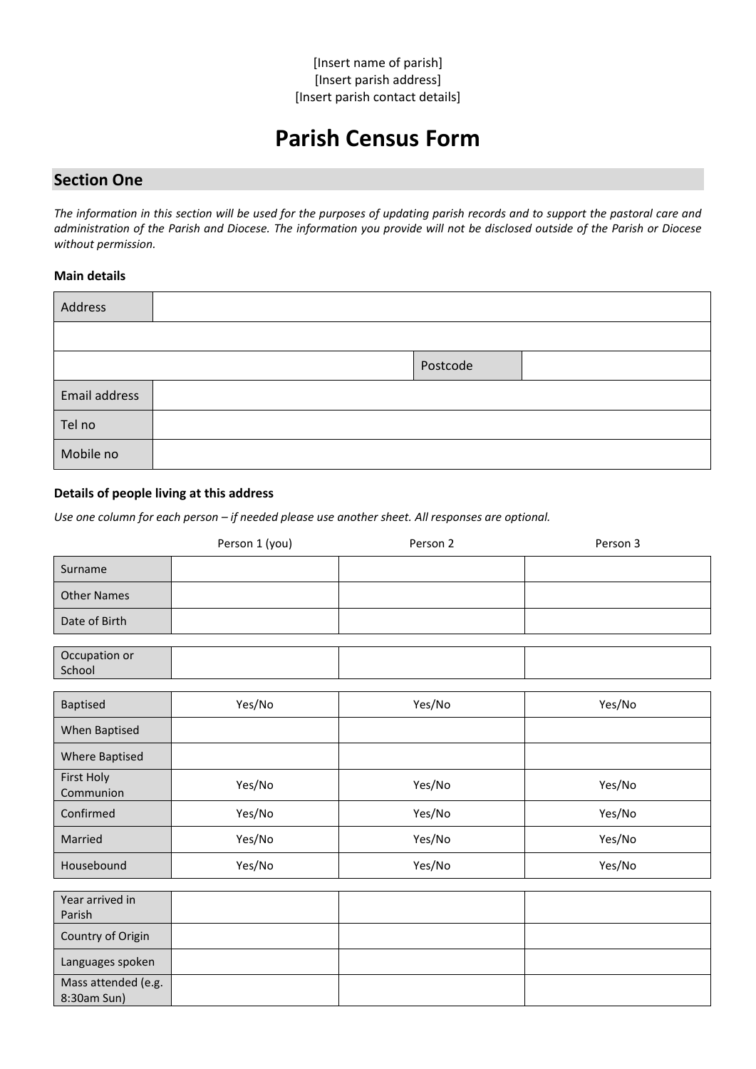[Insert name of parish]
[Insert parish address]
[Insert parish contact details]

# Parish Census Form

## Section One

*The information in this section will be used for the purposes of updating parish records and to support the pastoral care and administration of the Parish and Diocese. The information you provide will not be disclosed outside of the Parish or Diocese without permission.*

### Main details

| Address | | | |
|---|---|---|---|
| | | | |
| | | Postcode | |
| Email address | | | |
| Tel no | | | |
| Mobile no | | | |

### Details of people living at this address

*Use one column for each person – if needed please use another sheet. All responses are optional.*

| | Person 1 (you) | Person 2 | Person 3 |
|---|---|---|---|
| Surname | | | |
| Other Names | | | |
| Date of Birth | | | |
| Occupation or School | | | |
| Baptised | Yes/No | Yes/No | Yes/No |
| When Baptised | | | |
| Where Baptised | | | |
| First Holy Communion | Yes/No | Yes/No | Yes/No |
| Confirmed | Yes/No | Yes/No | Yes/No |
| Married | Yes/No | Yes/No | Yes/No |
| Housebound | Yes/No | Yes/No | Yes/No |
| Year arrived in Parish | | | |
| Country of Origin | | | |
| Languages spoken | | | |
| Mass attended (e.g. 8:30am Sun) | | | |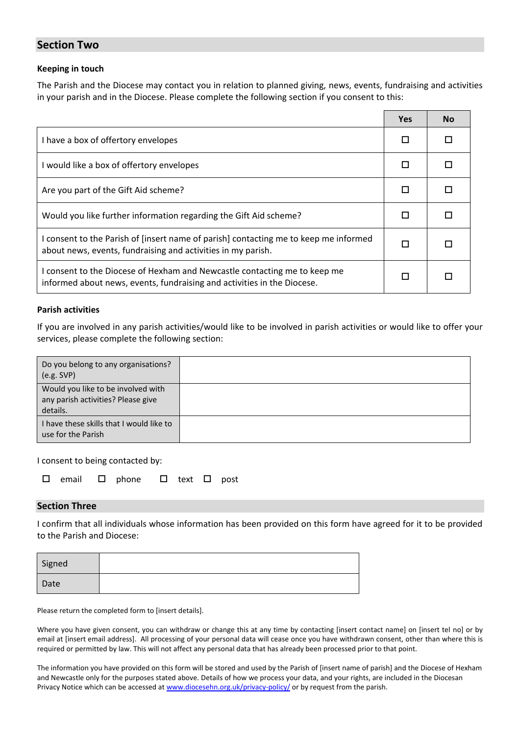## Section Two

**Keeping in touch**

The Parish and the Diocese may contact you in relation to planned giving, news, events, fundraising and activities in your parish and in the Diocese. Please complete the following section if you consent to this:

| | Yes | No |
|---|---|---|
| I have a box of offertory envelopes | ☐ | ☐ |
| I would like a box of offertory envelopes | ☐ | ☐ |
| Are you part of the Gift Aid scheme? | ☐ | ☐ |
| Would you like further information regarding the Gift Aid scheme? | ☐ | ☐ |
| I consent to the Parish of [insert name of parish] contacting me to keep me informed about news, events, fundraising and activities in my parish. | ☐ | ☐ |
| I consent to the Diocese of Hexham and Newcastle contacting me to keep me informed about news, events, fundraising and activities in the Diocese. | ☐ | ☐ |

**Parish activities**

If you are involved in any parish activities/would like to be involved in parish activities or would like to offer your services, please complete the following section:

| | |
|---|---|
| Do you belong to any organisations? (e.g. SVP) | |
| Would you like to be involved with any parish activities? Please give details. | |
| I have these skills that I would like to use for the Parish | |

I consent to being contacted by:

☐ email ☐ phone ☐ text ☐ post

## Section Three

I confirm that all individuals whose information has been provided on this form have agreed for it to be provided to the Parish and Diocese:

| | |
|---|---|
| Signed | |
| Date | |

Please return the completed form to [insert details].

Where you have given consent, you can withdraw or change this at any time by contacting [insert contact name] on [insert tel no] or by email at [insert email address]. All processing of your personal data will cease once you have withdrawn consent, other than where this is required or permitted by law. This will not affect any personal data that has already been processed prior to that point.

The information you have provided on this form will be stored and used by the Parish of [insert name of parish] and the Diocese of Hexham and Newcastle only for the purposes stated above. Details of how we process your data, and your rights, are included in the Diocesan Privacy Notice which can be accessed at www.diocesehn.org.uk/privacy-policy/ or by request from the parish.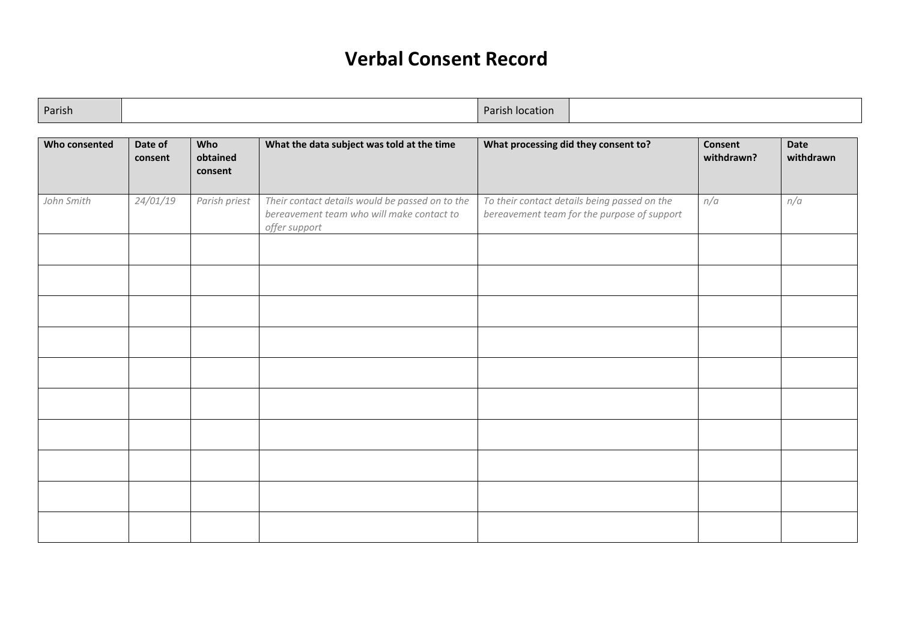# Verbal Consent Record

| Parish | | Parish location | |
|---|---|---|---|

| Who consented | Date of consent | Who obtained consent | What the data subject was told at the time | What processing did they consent to? | Consent withdrawn? | Date withdrawn |
|---|---|---|---|---|---|---|
| *John Smith* | *24/01/19* | *Parish priest* | *Their contact details would be passed on to the bereavement team who will make contact to offer support* | *To their contact details being passed on the bereavement team for the purpose of support* | *n/a* | *n/a* |
| | | | | | | |
| | | | | | | |
| | | | | | | |
| | | | | | | |
| | | | | | | |
| | | | | | | |
| | | | | | | |
| | | | | | | |
| | | | | | | |
| | | | | | | |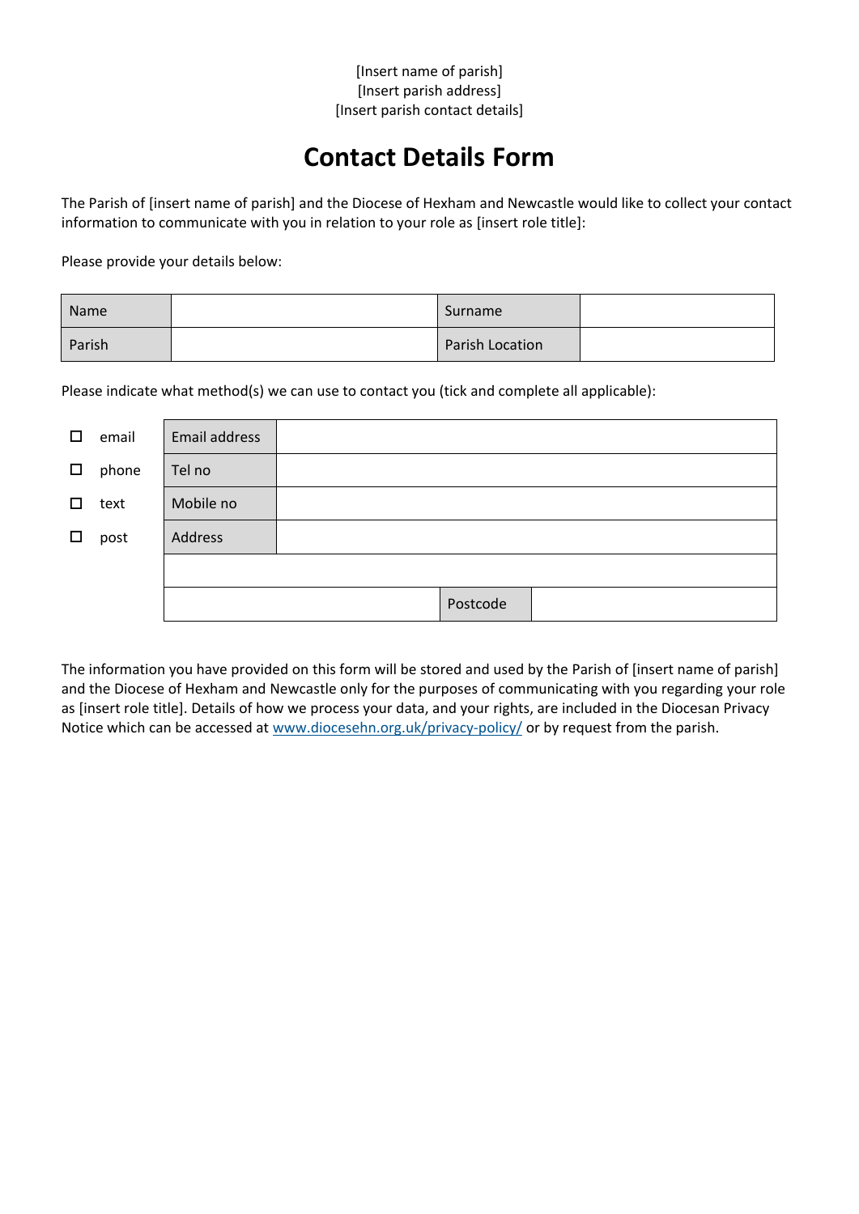[Insert name of parish]
[Insert parish address]
[Insert parish contact details]

# Contact Details Form

The Parish of [insert name of parish] and the Diocese of Hexham and Newcastle would like to collect your contact information to communicate with you in relation to your role as [insert role title]:

Please provide your details below:

| | | | |
|---|---|---|---|
| Name | | Surname | |
| Parish | | Parish Location | |

Please indicate what method(s) we can use to contact you (tick and complete all applicable):

| | | | | |
|---|---|---|---|---|
| ☐ email | Email address | | | |
| ☐ phone | Tel no | | | |
| ☐ text | Mobile no | | | |
| ☐ post | Address | | | |
| | | | | |
| | | | Postcode | |

The information you have provided on this form will be stored and used by the Parish of [insert name of parish] and the Diocese of Hexham and Newcastle only for the purposes of communicating with you regarding your role as [insert role title]. Details of how we process your data, and your rights, are included in the Diocesan Privacy Notice which can be accessed at [www.diocesehn.org.uk/privacy-policy/](www.diocesehn.org.uk/privacy-policy/) or by request from the parish.